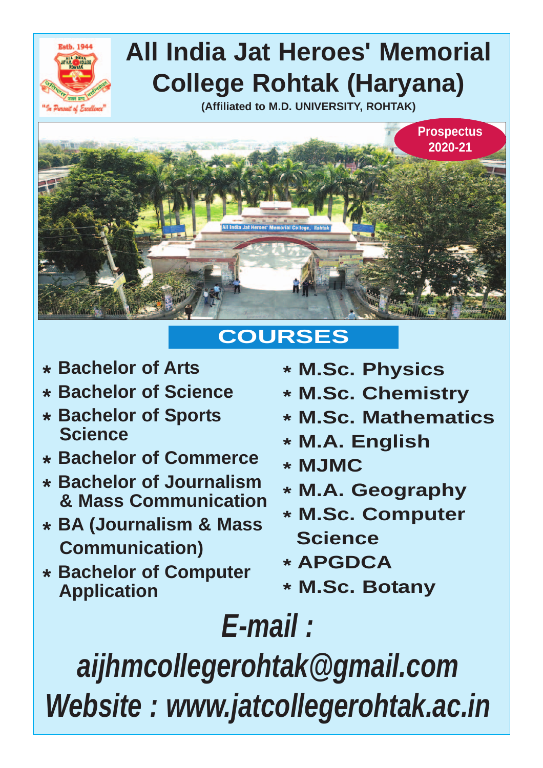# All India Jat Heroes' Memorial College Rohtak (Haryana)

**(Affiliated to M.D. UNIVERSITY, ROHTAK)**

**Prospectus 2020-21**

## COURSES

- **Bachelor of Arts**
- **Bachelor of Science**
- **Bachelor of Sports Science**
- **Bachelor of Commerce**
- **Bachelor of Journalism & Mass Communication**
- **BA (Journalism & Mass Communication)**
- **Bachelor of Computer Application**
- **M.Sc. Physics**
- **M.Sc. Chemistry**
- **M.Sc. Mathematics**
- **M.A. English**
- **MJMC**
- **M.A. Geography**
- **M.Sc. Computer Science**
- **APGDCA**
- **M.Sc. Botany**

***E-mail : aijhmcollegerohtak@gmail.com***

***Website : www.jatcollegerohtak.ac.in***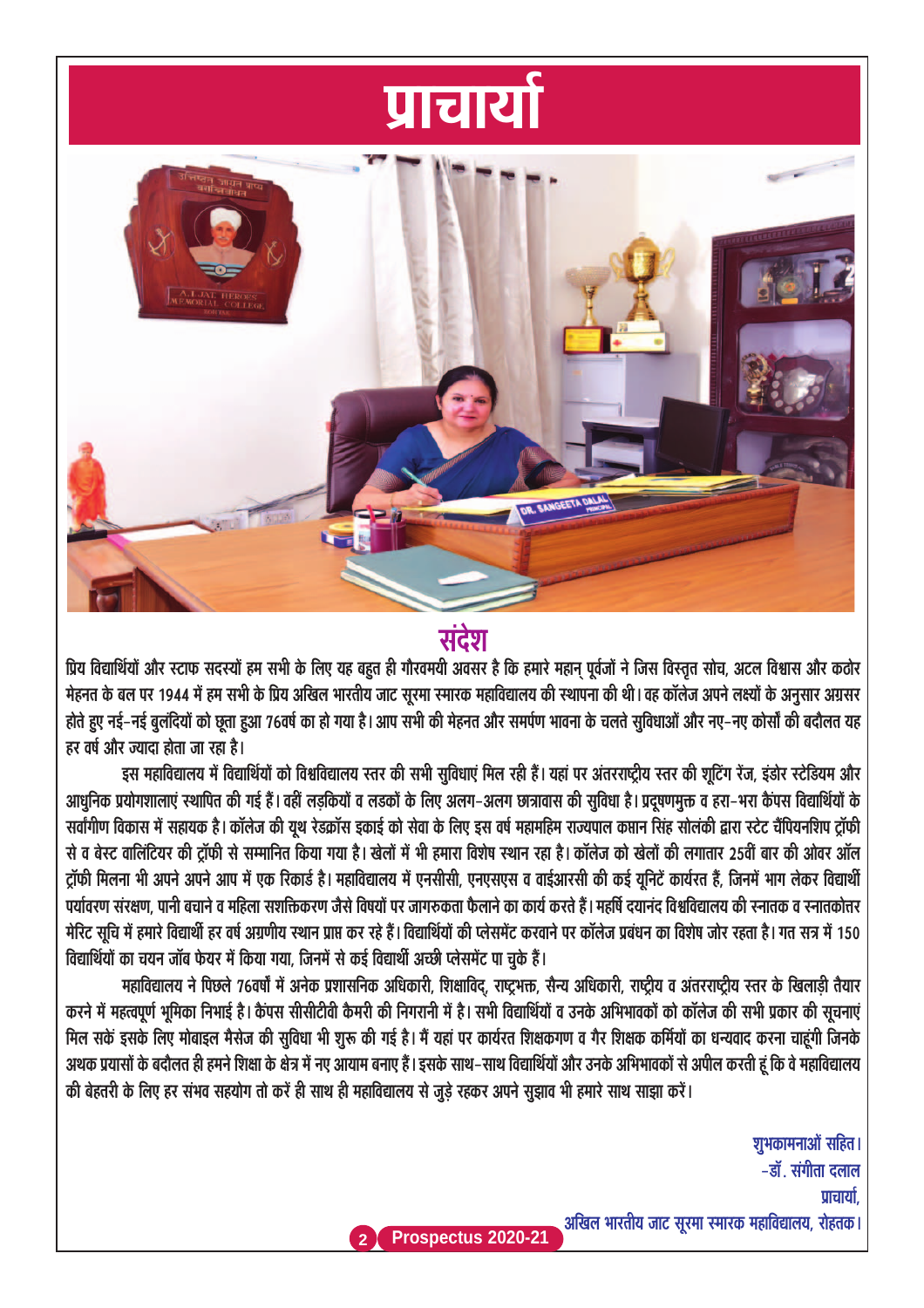# प्राचार्या

## संदेश

प्रिय विद्यार्थियों और स्टाफ सदस्यों हम सभी के लिए यह बहुत ही गौरवमयी अवसर है कि हमारे महान् पूर्वजों ने जिस विस्तृत सोच, अटल विश्वास और कठोर मेहनत के बल पर 1944 में हम सभी के प्रिय अखिल भारतीय जाट सूरमा स्मारक महाविद्यालय की स्थापना की थी। वह कॉलेज अपने लक्ष्यों के अनुसार अग्रसर होते हुए नई-नई बुलंदियों को छूता हुआ 76वर्ष का हो गया है। आप सभी की मेहनत और समर्पण भावना के चलते सुविधाओं और नए-नए कोर्सों की बदौलत यह हर वर्ष और ज्यादा होता जा रहा है।

इस महाविद्यालय में विद्यार्थियों को विश्वविद्यालय स्तर की सभी सुविधाएं मिल रही हैं। यहां पर अंतरराष्ट्रीय स्तर की शूटिंग रेंज, इंडोर स्टेडियम और आधुनिक प्रयोगशालाएं स्थापित की गई हैं। वहीं लड़कियों व लडकों के लिए अलग-अलग छात्रावास की सुविधा है। प्रदूषणमुक्त व हरा-भरा कैंपस विद्यार्थियों के सर्वांगीण विकास में सहायक है। कॉलेज की यूथ रेडक्रॉस इकाई को सेवा के लिए इस वर्ष महामहिम राज्यपाल कप्तान सिंह सोलंकी द्वारा स्टेट चैंपियनशिप ट्रॉफी से व बेस्ट वालिंटियर की ट्रॉफी से सम्मानित किया गया है। खेलों में भी हमारा विशेष स्थान रहा है। कॉलेज को खेलों की लगातार 25वीं बार की ओवर ऑल ट्रॉफी मिलना भी अपने अपने आप में एक रिकार्ड है। महाविद्यालय में एनसीसी, एनएसएस व वाईआरसी की कई यूनिटें कार्यरत हैं, जिनमें भाग लेकर विद्यार्थी पर्यावरण संरक्षण, पानी बचाने व महिला सशक्तिकरण जैसे विषयों पर जागरुकता फैलाने का कार्य करते हैं। महर्षि दयानंद विश्वविद्यालय की स्नातक व स्नातकोत्तर मेरिट सूचि में हमारे विद्यार्थी हर वर्ष अग्रणीय स्थान प्राप्त कर रहे हैं। विद्यार्थियों की प्लेसमेंट करवाने पर कॉलेज प्रबंधन का विशेष जोर रहता है। गत सत्र में 150 विद्यार्थियों का चयन जॉब फेयर में किया गया, जिनमें से कई विद्यार्थी अच्छी प्लेसमेंट पा चुके हैं।

महाविद्यालय ने पिछले 76वर्षों में अनेक प्रशासनिक अधिकारी, शिक्षाविद्, राष्ट्रभक्त, सैन्य अधिकारी, राष्ट्रीय व अंतरराष्ट्रीय स्तर के खिलाड़ी तैयार करने में महत्वपूर्ण भूमिका निभाई है। कैंपस सीसीटीवी कैमरों की निगरानी में है। सभी विद्यार्थियों व उनके अभिभावकों को कॉलेज की सभी प्रकार की सूचनाएं मिल सकें इसके लिए मोबाइल मैसेज की सुविधा भी शुरू की गई है। मैं यहां पर कार्यरत शिक्षकगण व गैर शिक्षक कर्मियों का धन्यवाद करना चाहूंगी जिनके अथक प्रयासों के बदौलत ही हमने शिक्षा के क्षेत्र में नए आयाम बनाए हैं। इसके साथ-साथ विद्यार्थियों और उनके अभिभावकों से अपील करती हूं कि वे महाविद्यालय की बेहतरी के लिए हर संभव सहयोग तो करें ही साथ ही महाविद्यालय से जुड़े रहकर अपने सुझाव भी हमारे साथ साझा करें।

शुभकामनाओं सहित।
-डॉ. संगीता दलाल
प्राचार्या,
अखिल भारतीय जाट सूरमा स्मारक महाविद्यालय, रोहतक।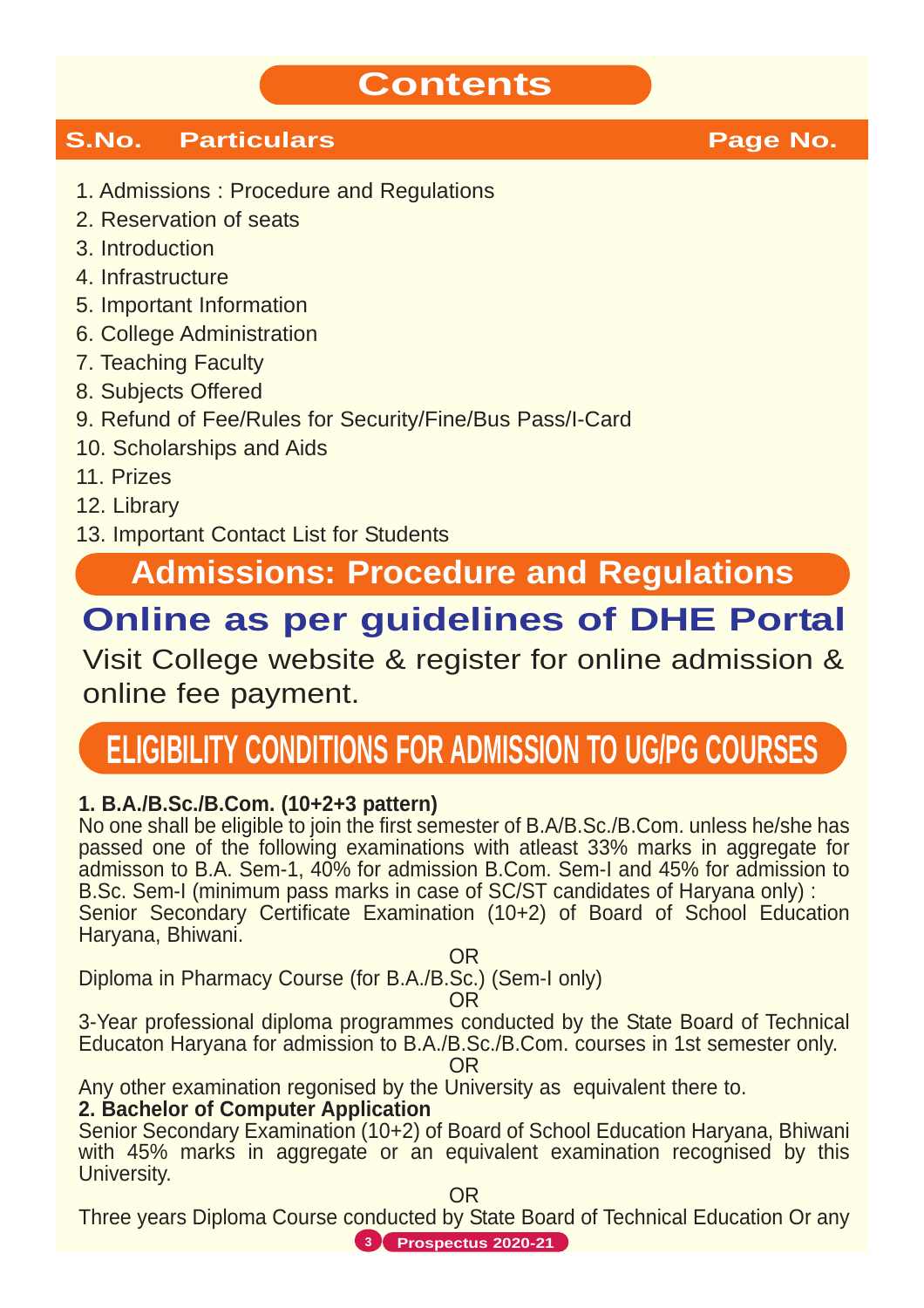# Contents

| S.No. | Particulars | Page No. |
|---|---|---|

1. Admissions : Procedure and Regulations
2. Reservation of seats
3. Introduction
4. Infrastructure
5. Important Information
6. College Administration
7. Teaching Faculty
8. Subjects Offered
9. Refund of Fee/Rules for Security/Fine/Bus Pass/I-Card
10. Scholarships and Aids
11. Prizes
12. Library
13. Important Contact List for Students

## Admissions: Procedure and Regulations

## Online as per guidelines of DHE Portal

Visit College website & register for online admission & online fee payment.

## ELIGIBILITY CONDITIONS FOR ADMISSION TO UG/PG COURSES

**1. B.A./B.Sc./B.Com. (10+2+3 pattern)**

No one shall be eligible to join the first semester of B.A/B.Sc./B.Com. unless he/she has passed one of the following examinations with atleast 33% marks in aggregate for admisson to B.A. Sem-1, 40% for admission B.Com. Sem-I and 45% for admission to B.Sc. Sem-I (minimum pass marks in case of SC/ST candidates of Haryana only) :

Senior Secondary Certificate Examination (10+2) of Board of School Education Haryana, Bhiwani.

OR

Diploma in Pharmacy Course (for B.A./B.Sc.) (Sem-I only)

OR

3-Year professional diploma programmes conducted by the State Board of Technical Educaton Haryana for admission to B.A./B.Sc./B.Com. courses in 1st semester only.

OR

Any other examination regonised by the University as equivalent there to.

**2. Bachelor of Computer Application**

Senior Secondary Examination (10+2) of Board of School Education Haryana, Bhiwani with 45% marks in aggregate or an equivalent examination recognised by this University.

OR

Three years Diploma Course conducted by State Board of Technical Education Or any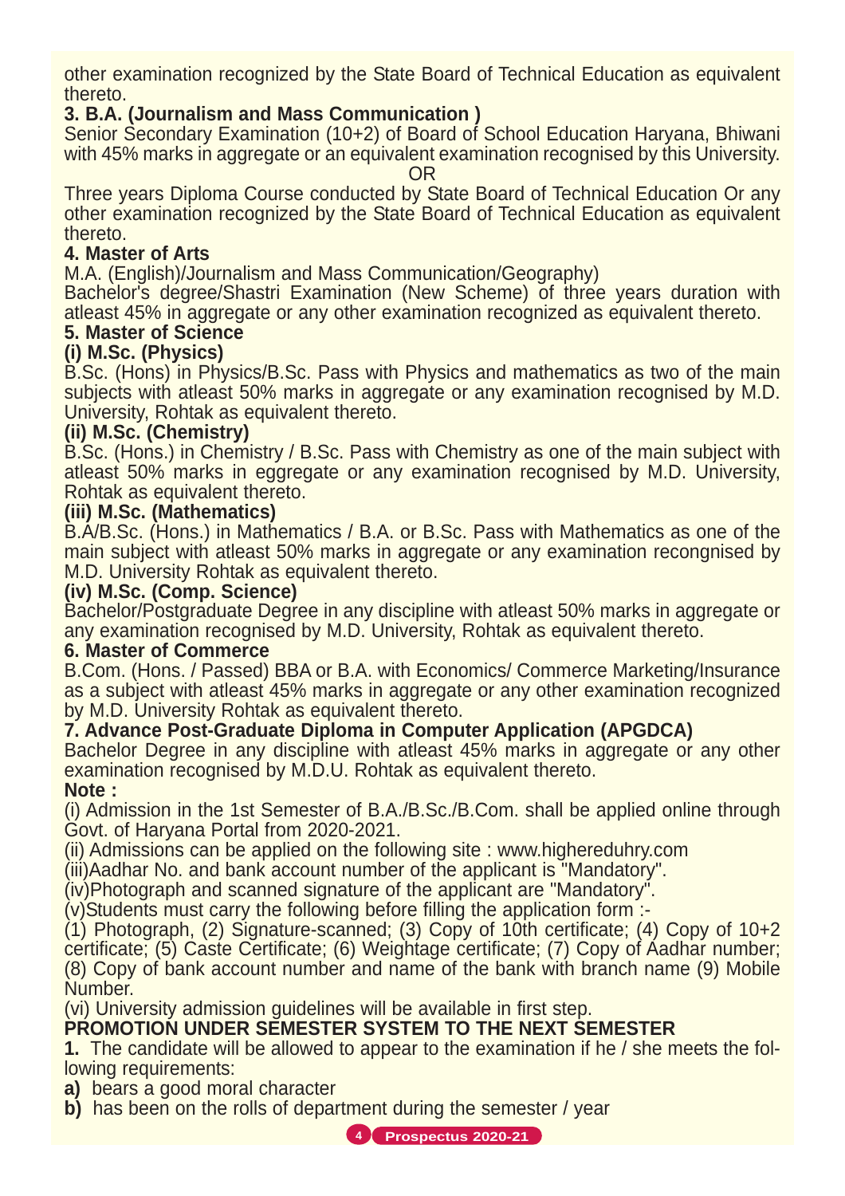other examination recognized by the State Board of Technical Education as equivalent thereto.

**3. B.A. (Journalism and Mass Communication )**

Senior Secondary Examination (10+2) of Board of School Education Haryana, Bhiwani with 45% marks in aggregate or an equivalent examination recognised by this University.

OR

Three years Diploma Course conducted by State Board of Technical Education Or any other examination recognized by the State Board of Technical Education as equivalent thereto.

**4. Master of Arts**

M.A. (English)/Journalism and Mass Communication/Geography)

Bachelor's degree/Shastri Examination (New Scheme) of three years duration with atleast 45% in aggregate or any other examination recognized as equivalent thereto.

**5. Master of Science**

**(i) M.Sc. (Physics)**

B.Sc. (Hons) in Physics/B.Sc. Pass with Physics and mathematics as two of the main subjects with atleast 50% marks in aggregate or any examination recognised by M.D. University, Rohtak as equivalent thereto.

**(ii) M.Sc. (Chemistry)**

B.Sc. (Hons.) in Chemistry / B.Sc. Pass with Chemistry as one of the main subject with atleast 50% marks in eggregate or any examination recognised by M.D. University, Rohtak as equivalent thereto.

**(iii) M.Sc. (Mathematics)**

B.A/B.Sc. (Hons.) in Mathematics / B.A. or B.Sc. Pass with Mathematics as one of the main subject with atleast 50% marks in aggregate or any examination recongnised by M.D. University Rohtak as equivalent thereto.

**(iv) M.Sc. (Comp. Science)**

Bachelor/Postgraduate Degree in any discipline with atleast 50% marks in aggregate or any examination recognised by M.D. University, Rohtak as equivalent thereto.

**6. Master of Commerce**

B.Com. (Hons. / Passed) BBA or B.A. with Economics/ Commerce Marketing/Insurance as a subject with atleast 45% marks in aggregate or any other examination recognized by M.D. University Rohtak as equivalent thereto.

**7. Advance Post-Graduate Diploma in Computer Application (APGDCA)**

Bachelor Degree in any discipline with atleast 45% marks in aggregate or any other examination recognised by M.D.U. Rohtak as equivalent thereto.

**Note :**

(i) Admission in the 1st Semester of B.A./B.Sc./B.Com. shall be applied online through Govt. of Haryana Portal from 2020-2021.

(ii) Admissions can be applied on the following site : www.highereduhry.com

(iii)Aadhar No. and bank account number of the applicant is "Mandatory".

(iv)Photograph and scanned signature of the applicant are "Mandatory".

(v)Students must carry the following before filling the application form :-

(1) Photograph, (2) Signature-scanned; (3) Copy of 10th certificate; (4) Copy of 10+2 certificate; (5) Caste Certificate; (6) Weightage certificate; (7) Copy of Aadhar number; (8) Copy of bank account number and name of the bank with branch name (9) Mobile Number.

(vi) University admission guidelines will be available in first step.

**PROMOTION UNDER SEMESTER SYSTEM TO THE NEXT SEMESTER**

**1.** The candidate will be allowed to appear to the examination if he / she meets the following requirements:

**a)** bears a good moral character

**b)** has been on the rolls of department during the semester / year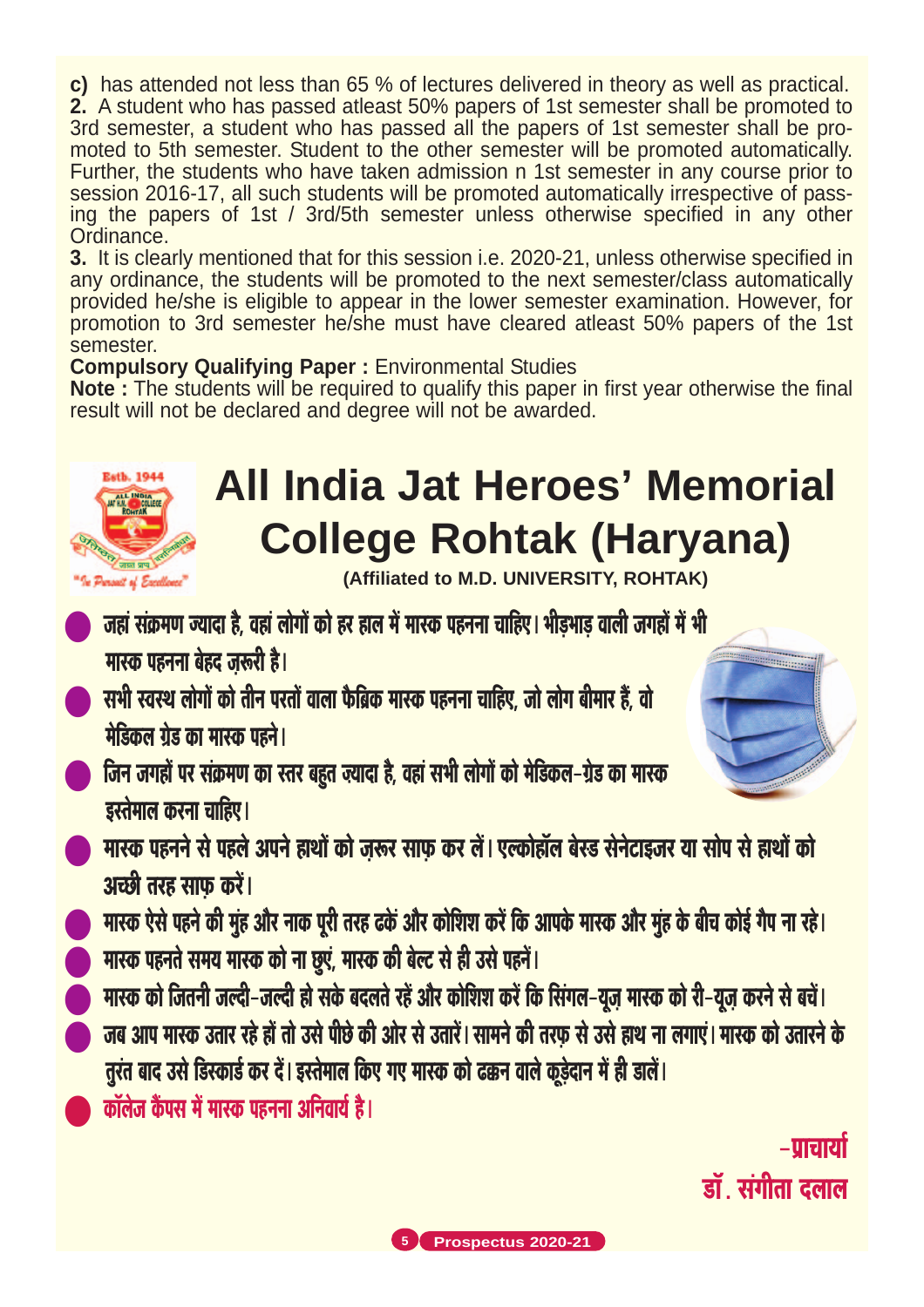**c)** has attended not less than 65 % of lectures delivered in theory as well as practical.

**2.** A student who has passed atleast 50% papers of 1st semester shall be promoted to 3rd semester, a student who has passed all the papers of 1st semester shall be promoted to 5th semester. Student to the other semester will be promoted automatically. Further, the students who have taken admission n 1st semester in any course prior to session 2016-17, all such students will be promoted automatically irrespective of passing the papers of 1st / 3rd/5th semester unless otherwise specified in any other Ordinance.

**3.** It is clearly mentioned that for this session i.e. 2020-21, unless otherwise specified in any ordinance, the students will be promoted to the next semester/class automatically provided he/she is eligible to appear in the lower semester examination. However, for promotion to 3rd semester he/she must have cleared atleast 50% papers of the 1st semester.

**Compulsory Qualifying Paper :** Environmental Studies

**Note :** The students will be required to qualify this paper in first year otherwise the final result will not be declared and degree will not be awarded.

# All India Jat Heroes' Memorial College Rohtak (Haryana)

**(Affiliated to M.D. UNIVERSITY, ROHTAK)**

- जहां संक्रमण ज्यादा है, वहां लोगों को हर हाल में मास्क पहनना चाहिए। भीड़भाड़ वाली जगहों में भी मास्क पहनना बेहद ज़रूरी है।
- सभी स्वस्थ लोगों को तीन परतों वाला फैब्रिक मास्क पहनना चाहिए, जो लोग बीमार हैं, वो मेडिकल ग्रेड का मास्क पहने।
- जिन जगहों पर संक्रमण का स्तर बहुत ज्यादा है, वहां सभी लोगों को मेडिकल-ग्रेड का मास्क इस्तेमाल करना चाहिए।
- मास्क पहनने से पहले अपने हाथों को ज़रूर साफ़ कर लें। एल्कोहॉल बेस्ड सेनेटाइजर या सोप से हाथों को अच्छी तरह साफ़ करें।
- मास्क ऐसे पहने की मुंह और नाक पूरी तरह ढकें और कोशिश करें कि आपके मास्क और मुंह के बीच कोई गैप ना रहे।
- मास्क पहनते समय मास्क को ना छुएं, मास्क की बेल्ट से ही उसे पहनें।
- मास्क को जितनी जल्दी-जल्दी हो सके बदलते रहें और कोशिश करें कि सिंगल-यूज़ मास्क को री-यूज़ करने से बचें।
- जब आप मास्क उतार रहे हों तो उसे पीछे की ओर से उतारें। सामने की तरफ़ से उसे हाथ ना लगाएं। मास्क को उतारने के तुरंत बाद उसे डिस्कार्ड कर दें। इस्तेमाल किए गए मास्क को ढक्कन वाले कूड़ेदान में ही डालें।
- कॉलेज कैंपस में मास्क पहनना अनिवार्य है।

-प्राचार्या

डॉ. संगीता दलाल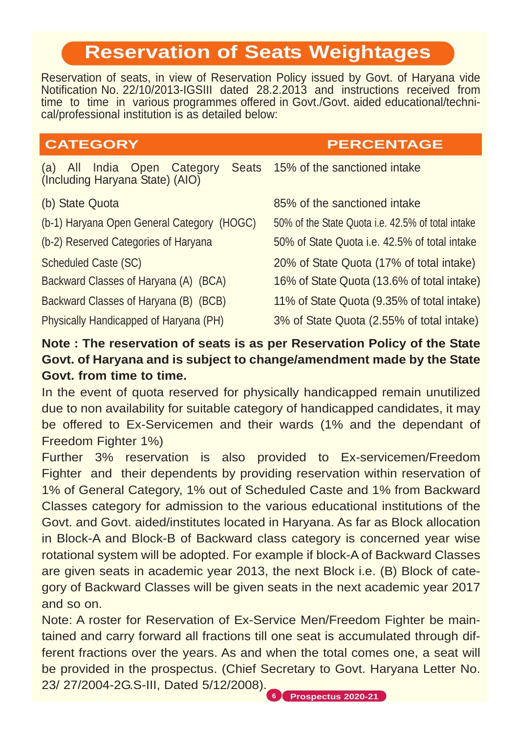# Reservation of Seats Weightages

Reservation of seats, in view of Reservation Policy issued by Govt. of Haryana vide Notification No. 22/10/2013-IGSIII dated 28.2.2013 and instructions received from time to time in various programmes offered in Govt./Govt. aided educational/technical/professional institution is as detailed below:

| CATEGORY | PERCENTAGE |
|---|---|
| (a) All India Open Category Seats (Including Haryana State) (AIO) | 15% of the sanctioned intake |
| (b) State Quota | 85% of the sanctioned intake |
| (b-1) Haryana Open General Category (HOGC) | 50% of the State Quota i.e. 42.5% of total intake |
| (b-2) Reserved Categories of Haryana | 50% of State Quota i.e. 42.5% of total intake |
| Scheduled Caste (SC) | 20% of State Quota (17% of total intake) |
| Backward Classes of Haryana (A) (BCA) | 16% of State Quota (13.6% of total intake) |
| Backward Classes of Haryana (B) (BCB) | 11% of State Quota (9.35% of total intake) |
| Physically Handicapped of Haryana (PH) | 3% of State Quota (2.55% of total intake) |

**Note : The reservation of seats is as per Reservation Policy of the State Govt. of Haryana and is subject to change/amendment made by the State Govt. from time to time.**

In the event of quota reserved for physically handicapped remain unutilized due to non availability for suitable category of handicapped candidates, it may be offered to Ex-Servicemen and their wards (1% and the dependant of Freedom Fighter 1%)

Further 3% reservation is also provided to Ex-servicemen/Freedom Fighter and their dependents by providing reservation within reservation of 1% of General Category, 1% out of Scheduled Caste and 1% from Backward Classes category for admission to the various educational institutions of the Govt. and Govt. aided/institutes located in Haryana. As far as Block allocation in Block-A and Block-B of Backward class category is concerned year wise rotational system will be adopted. For example if block-A of Backward Classes are given seats in academic year 2013, the next Block i.e. (B) Block of category of Backward Classes will be given seats in the next academic year 2017 and so on.

Note: A roster for Reservation of Ex-Service Men/Freedom Fighter be maintained and carry forward all fractions till one seat is accumulated through different fractions over the years. As and when the total comes one, a seat will be provided in the prospectus. (Chief Secretary to Govt. Haryana Letter No. 23/ 27/2004-2G.S-III, Dated 5/12/2008).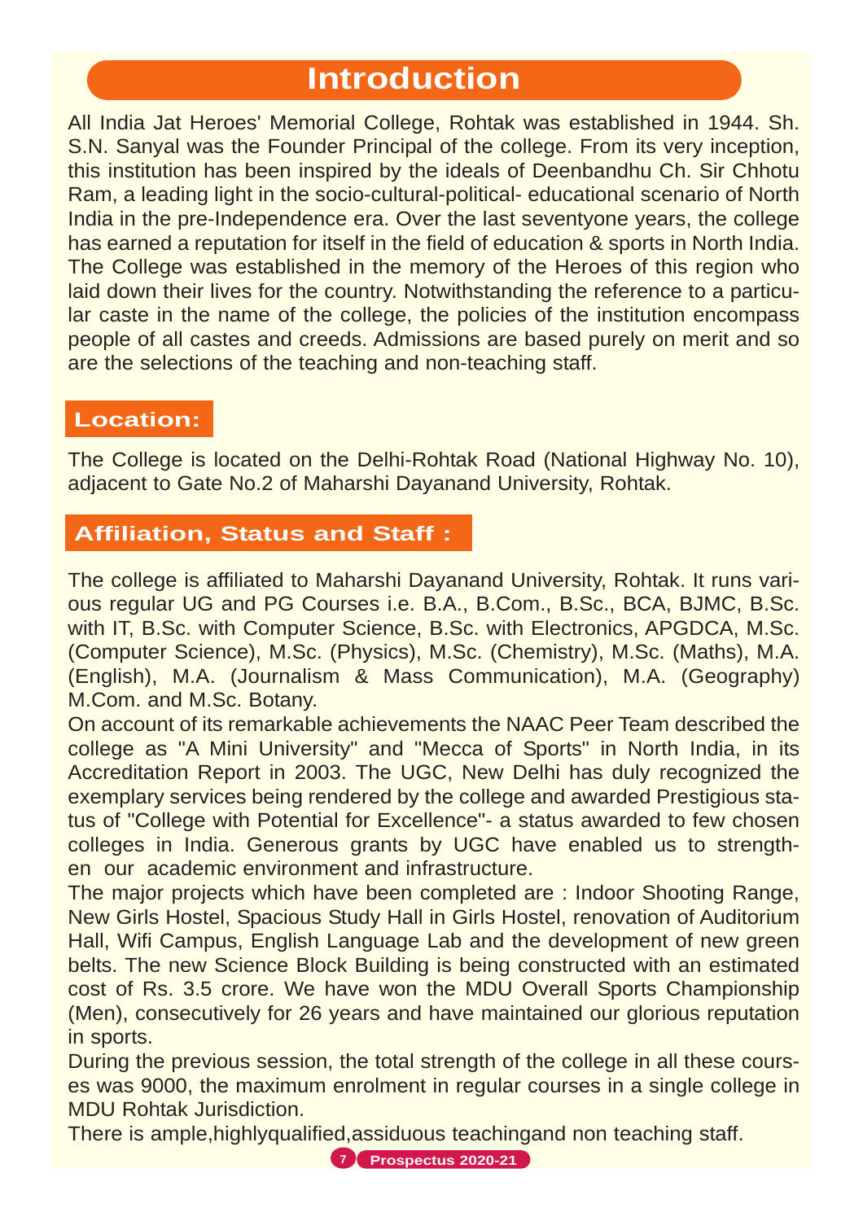# Introduction

All India Jat Heroes' Memorial College, Rohtak was established in 1944. Sh. S.N. Sanyal was the Founder Principal of the college. From its very inception, this institution has been inspired by the ideals of Deenbandhu Ch. Sir Chhotu Ram, a leading light in the socio-cultural-political- educational scenario of North India in the pre-Independence era. Over the last seventyone years, the college has earned a reputation for itself in the field of education & sports in North India. The College was established in the memory of the Heroes of this region who laid down their lives for the country. Notwithstanding the reference to a particular caste in the name of the college, the policies of the institution encompass people of all castes and creeds. Admissions are based purely on merit and so are the selections of the teaching and non-teaching staff.

## Location:

The College is located on the Delhi-Rohtak Road (National Highway No. 10), adjacent to Gate No.2 of Maharshi Dayanand University, Rohtak.

## Affiliation, Status and Staff :

The college is affiliated to Maharshi Dayanand University, Rohtak. It runs various regular UG and PG Courses i.e. B.A., B.Com., B.Sc., BCA, BJMC, B.Sc. with IT, B.Sc. with Computer Science, B.Sc. with Electronics, APGDCA, M.Sc. (Computer Science), M.Sc. (Physics), M.Sc. (Chemistry), M.Sc. (Maths), M.A. (English), M.A. (Journalism & Mass Communication), M.A. (Geography) M.Com. and M.Sc. Botany.

On account of its remarkable achievements the NAAC Peer Team described the college as "A Mini University" and "Mecca of Sports" in North India, in its Accreditation Report in 2003. The UGC, New Delhi has duly recognized the exemplary services being rendered by the college and awarded Prestigious status of "College with Potential for Excellence"- a status awarded to few chosen colleges in India. Generous grants by UGC have enabled us to strengthen our academic environment and infrastructure.

The major projects which have been completed are : Indoor Shooting Range, New Girls Hostel, Spacious Study Hall in Girls Hostel, renovation of Auditorium Hall, Wifi Campus, English Language Lab and the development of new green belts. The new Science Block Building is being constructed with an estimated cost of Rs. 3.5 crore. We have won the MDU Overall Sports Championship (Men), consecutively for 26 years and have maintained our glorious reputation in sports.

During the previous session, the total strength of the college in all these courses was 9000, the maximum enrolment in regular courses in a single college in MDU Rohtak Jurisdiction.

There is ample,highlyqualified,assiduous teachingand non teaching staff.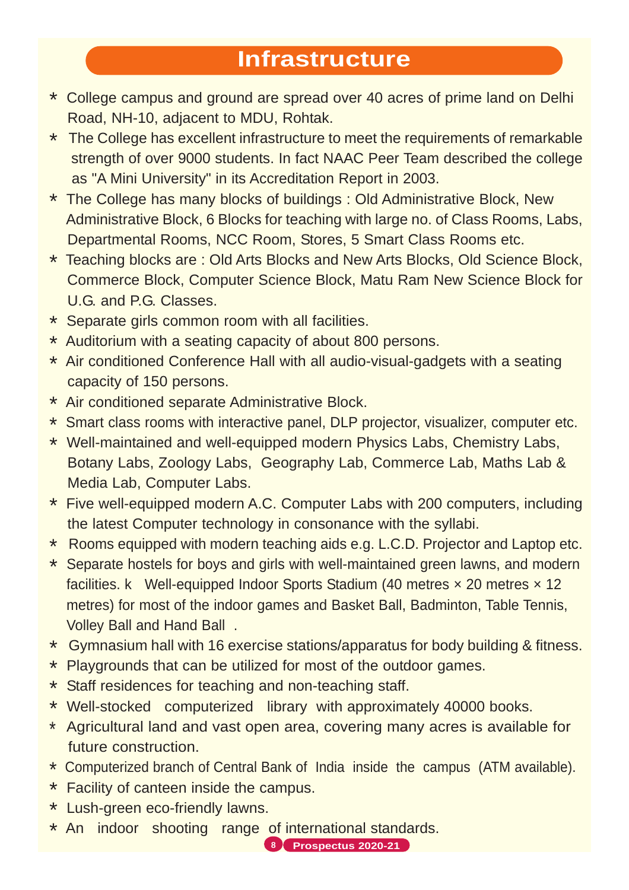# Infrastructure

* College campus and ground are spread over 40 acres of prime land on Delhi Road, NH-10, adjacent to MDU, Rohtak.
* The College has excellent infrastructure to meet the requirements of remarkable strength of over 9000 students. In fact NAAC Peer Team described the college as "A Mini University" in its Accreditation Report in 2003.
* The College has many blocks of buildings : Old Administrative Block, New Administrative Block, 6 Blocks for teaching with large no. of Class Rooms, Labs, Departmental Rooms, NCC Room, Stores, 5 Smart Class Rooms etc.
* Teaching blocks are : Old Arts Blocks and New Arts Blocks, Old Science Block, Commerce Block, Computer Science Block, Matu Ram New Science Block for U.G. and P.G. Classes.
* Separate girls common room with all facilities.
* Auditorium with a seating capacity of about 800 persons.
* Air conditioned Conference Hall with all audio-visual-gadgets with a seating capacity of 150 persons.
* Air conditioned separate Administrative Block.
* Smart class rooms with interactive panel, DLP projector, visualizer, computer etc.
* Well-maintained and well-equipped modern Physics Labs, Chemistry Labs, Botany Labs, Zoology Labs, Geography Lab, Commerce Lab, Maths Lab & Media Lab, Computer Labs.
* Five well-equipped modern A.C. Computer Labs with 200 computers, including the latest Computer technology in consonance with the syllabi.
* Rooms equipped with modern teaching aids e.g. L.C.D. Projector and Laptop etc.
* Separate hostels for boys and girls with well-maintained green lawns, and modern facilities. k Well-equipped Indoor Sports Stadium (40 metres × 20 metres × 12 metres) for most of the indoor games and Basket Ball, Badminton, Table Tennis, Volley Ball and Hand Ball .
* Gymnasium hall with 16 exercise stations/apparatus for body building & fitness.
* Playgrounds that can be utilized for most of the outdoor games.
* Staff residences for teaching and non-teaching staff.
* Well-stocked computerized library with approximately 40000 books.
* Agricultural land and vast open area, covering many acres is available for future construction.
* Computerized branch of Central Bank of India inside the campus (ATM available).
* Facility of canteen inside the campus.
* Lush-green eco-friendly lawns.
* An indoor shooting range of international standards.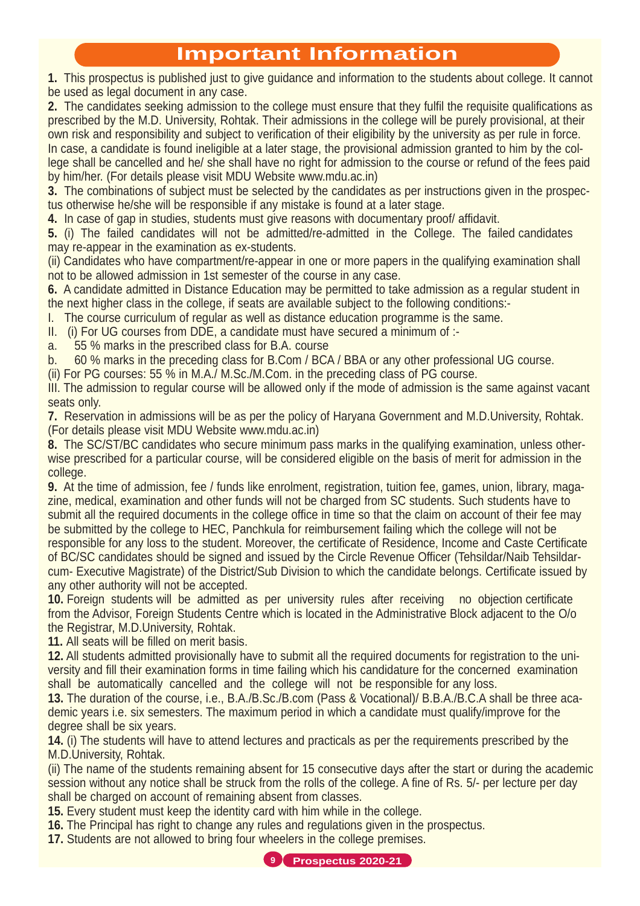# Important Information

**1.** This prospectus is published just to give guidance and information to the students about college. It cannot be used as legal document in any case.

**2.** The candidates seeking admission to the college must ensure that they fulfil the requisite qualifications as prescribed by the M.D. University, Rohtak. Their admissions in the college will be purely provisional, at their own risk and responsibility and subject to verification of their eligibility by the university as per rule in force. In case, a candidate is found ineligible at a later stage, the provisional admission granted to him by the college shall be cancelled and he/ she shall have no right for admission to the course or refund of the fees paid by him/her. (For details please visit MDU Website www.mdu.ac.in)

**3.** The combinations of subject must be selected by the candidates as per instructions given in the prospectus otherwise he/she will be responsible if any mistake is found at a later stage.

**4.** In case of gap in studies, students must give reasons with documentary proof/ affidavit.

**5.** (i) The failed candidates will not be admitted/re-admitted in the College. The failed candidates may re-appear in the examination as ex-students.

(ii) Candidates who have compartment/re-appear in one or more papers in the qualifying examination shall not to be allowed admission in 1st semester of the course in any case.

**6.** A candidate admitted in Distance Education may be permitted to take admission as a regular student in the next higher class in the college, if seats are available subject to the following conditions:-

I. The course curriculum of regular as well as distance education programme is the same.

II. (i) For UG courses from DDE, a candidate must have secured a minimum of :-

a. 55 % marks in the prescribed class for B.A. course

b. 60 % marks in the preceding class for B.Com / BCA / BBA or any other professional UG course.

(ii) For PG courses: 55 % in M.A./ M.Sc./M.Com. in the preceding class of PG course.

III. The admission to regular course will be allowed only if the mode of admission is the same against vacant seats only.

**7.** Reservation in admissions will be as per the policy of Haryana Government and M.D.University, Rohtak. (For details please visit MDU Website www.mdu.ac.in)

**8.** The SC/ST/BC candidates who secure minimum pass marks in the qualifying examination, unless otherwise prescribed for a particular course, will be considered eligible on the basis of merit for admission in the college.

**9.** At the time of admission, fee / funds like enrolment, registration, tuition fee, games, union, library, magazine, medical, examination and other funds will not be charged from SC students. Such students have to submit all the required documents in the college office in time so that the claim on account of their fee may be submitted by the college to HEC, Panchkula for reimbursement failing which the college will not be responsible for any loss to the student. Moreover, the certificate of Residence, Income and Caste Certificate of BC/SC candidates should be signed and issued by the Circle Revenue Officer (Tehsildar/Naib Tehsildar-cum- Executive Magistrate) of the District/Sub Division to which the candidate belongs. Certificate issued by any other authority will not be accepted.

**10.** Foreign students will be admitted as per university rules after receiving no objection certificate from the Advisor, Foreign Students Centre which is located in the Administrative Block adjacent to the O/o the Registrar, M.D.University, Rohtak.

**11.** All seats will be filled on merit basis.

**12.** All students admitted provisionally have to submit all the required documents for registration to the university and fill their examination forms in time failing which his candidature for the concerned examination shall be automatically cancelled and the college will not be responsible for any loss.

**13.** The duration of the course, i.e., B.A./B.Sc./B.com (Pass & Vocational)/ B.B.A./B.C.A shall be three academic years i.e. six semesters. The maximum period in which a candidate must qualify/improve for the degree shall be six years.

**14.** (i) The students will have to attend lectures and practicals as per the requirements prescribed by the M.D.University, Rohtak.

(ii) The name of the students remaining absent for 15 consecutive days after the start or during the academic session without any notice shall be struck from the rolls of the college. A fine of Rs. 5/- per lecture per day shall be charged on account of remaining absent from classes.

**15.** Every student must keep the identity card with him while in the college.

**16.** The Principal has right to change any rules and regulations given in the prospectus.

**17.** Students are not allowed to bring four wheelers in the college premises.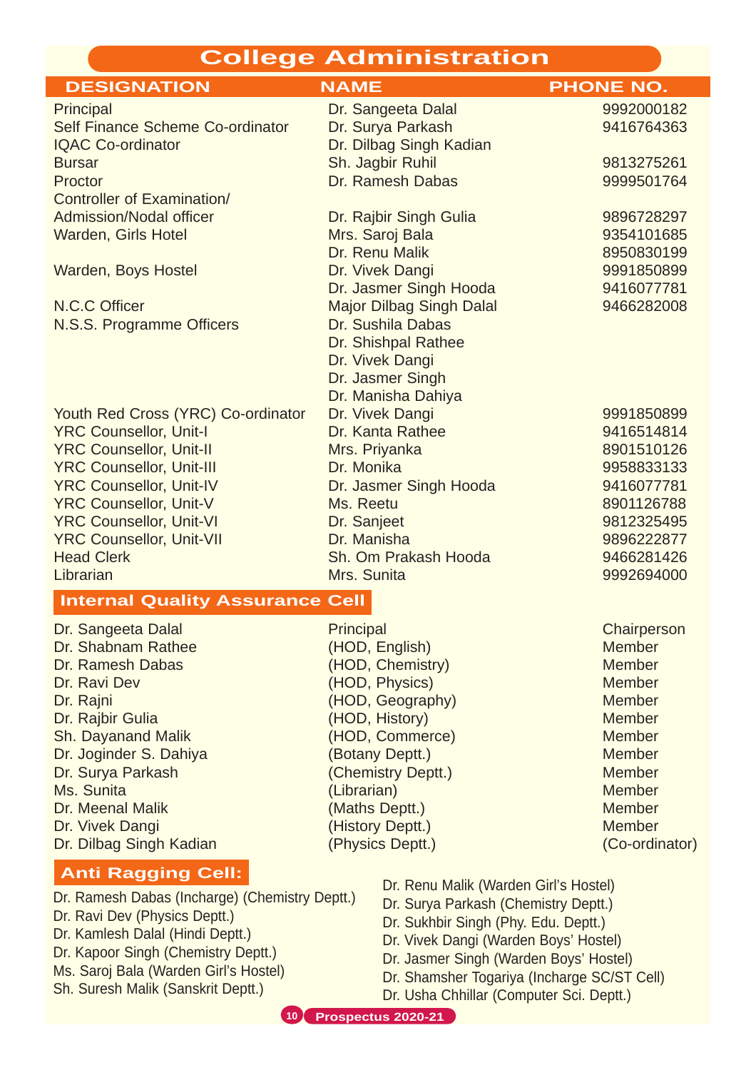# College Administration

| DESIGNATION | NAME | PHONE NO. |
| --- | --- | --- |
| Principal | Dr. Sangeeta Dalal | 9992000182 |
| Self Finance Scheme Co-ordinator | Dr. Surya Parkash | 9416764363 |
| IQAC Co-ordinator | Dr. Dilbag Singh Kadian | |
| Bursar | Sh. Jagbir Ruhil | 9813275261 |
| Proctor | Dr. Ramesh Dabas | 9999501764 |
| Controller of Examination/ Admission/Nodal officer | Dr. Rajbir Singh Gulia | 9896728297 |
| Warden, Girls Hotel | Mrs. Saroj Bala | 9354101685 |
| | Dr. Renu Malik | 8950830199 |
| Warden, Boys Hostel | Dr. Vivek Dangi | 9991850899 |
| | Dr. Jasmer Singh Hooda | 9416077781 |
| N.C.C Officer | Major Dilbag Singh Dalal | 9466282008 |
| N.S.S. Programme Officers | Dr. Sushila Dabas | |
| | Dr. Shishpal Rathee | |
| | Dr. Vivek Dangi | |
| | Dr. Jasmer Singh | |
| | Dr. Manisha Dahiya | |
| Youth Red Cross (YRC) Co-ordinator | Dr. Vivek Dangi | 9991850899 |
| YRC Counsellor, Unit-I | Dr. Kanta Rathee | 9416514814 |
| YRC Counsellor, Unit-II | Mrs. Priyanka | 8901510126 |
| YRC Counsellor, Unit-III | Dr. Monika | 9958833133 |
| YRC Counsellor, Unit-IV | Dr. Jasmer Singh Hooda | 9416077781 |
| YRC Counsellor, Unit-V | Ms. Reetu | 8901126788 |
| YRC Counsellor, Unit-VI | Dr. Sanjeet | 9812325495 |
| YRC Counsellor, Unit-VII | Dr. Manisha | 9896222877 |
| Head Clerk | Sh. Om Prakash Hooda | 9466281426 |
| Librarian | Mrs. Sunita | 9992694000 |

## Internal Quality Assurance Cell

| Name | Designation | Role |
| --- | --- | --- |
| Dr. Sangeeta Dalal | Principal | Chairperson |
| Dr. Shabnam Rathee | (HOD, English) | Member |
| Dr. Ramesh Dabas | (HOD, Chemistry) | Member |
| Dr. Ravi Dev | (HOD, Physics) | Member |
| Dr. Rajni | (HOD, Geography) | Member |
| Dr. Rajbir Gulia | (HOD, History) | Member |
| Sh. Dayanand Malik | (HOD, Commerce) | Member |
| Dr. Joginder S. Dahiya | (Botany Deptt.) | Member |
| Dr. Surya Parkash | (Chemistry Deptt.) | Member |
| Ms. Sunita | (Librarian) | Member |
| Dr. Meenal Malik | (Maths Deptt.) | Member |
| Dr. Vivek Dangi | (History Deptt.) | Member |
| Dr. Dilbag Singh Kadian | (Physics Deptt.) | (Co-ordinator) |

## Anti Ragging Cell:

- Dr. Ramesh Dabas (Incharge) (Chemistry Deptt.)
- Dr. Ravi Dev (Physics Deptt.)
- Dr. Kamlesh Dalal (Hindi Deptt.)
- Dr. Kapoor Singh (Chemistry Deptt.)
- Ms. Saroj Bala (Warden Girl's Hostel)
- Sh. Suresh Malik (Sanskrit Deptt.)
- Dr. Renu Malik (Warden Girl's Hostel)
- Dr. Surya Parkash (Chemistry Deptt.)
- Dr. Sukhbir Singh (Phy. Edu. Deptt.)
- Dr. Vivek Dangi (Warden Boys' Hostel)
- Dr. Jasmer Singh (Warden Boys' Hostel)
- Dr. Shamsher Togariya (Incharge SC/ST Cell)
- Dr. Usha Chhillar (Computer Sci. Deptt.)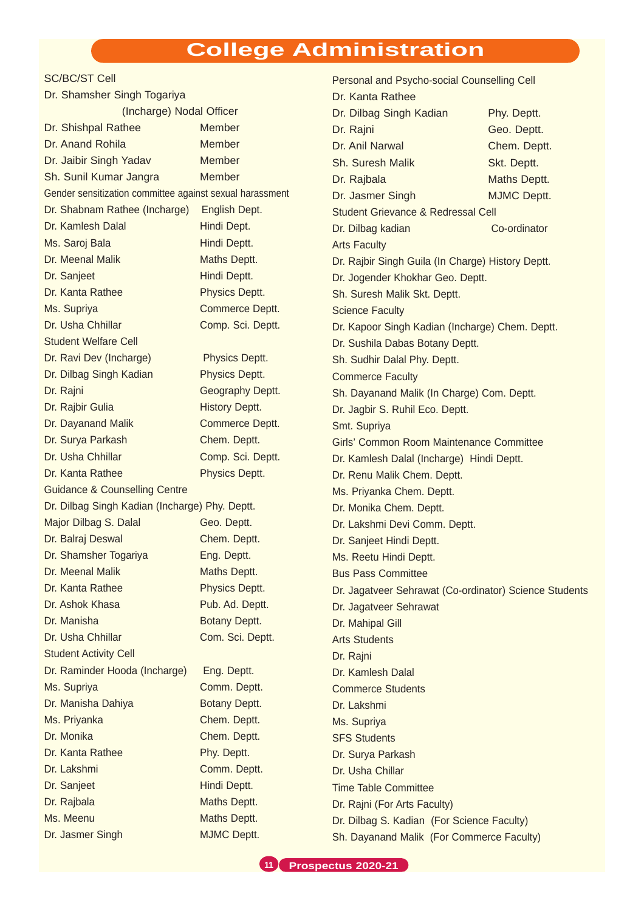# College Administration

**SC/BC/ST Cell**

Dr. Shamsher Singh Togariya (Incharge) Nodal Officer

| Name | Role |
|---|---|
| Dr. Shishpal Rathee | Member |
| Dr. Anand Rohila | Member |
| Dr. Jaibir Singh Yadav | Member |
| Sh. Sunil Kumar Jangra | Member |

**Gender sensitization committee against sexual harassment**

| Name | Department |
|---|---|
| Dr. Shabnam Rathee (Incharge) | English Dept. |
| Dr. Kamlesh Dalal | Hindi Dept. |
| Ms. Saroj Bala | Hindi Deptt. |
| Dr. Meenal Malik | Maths Deptt. |
| Dr. Sanjeet | Hindi Deptt. |
| Dr. Kanta Rathee | Physics Deptt. |
| Ms. Supriya | Commerce Deptt. |
| Dr. Usha Chhillar | Comp. Sci. Deptt. |

**Student Welfare Cell**

| Name | Department |
|---|---|
| Dr. Ravi Dev (Incharge) | Physics Deptt. |
| Dr. Dilbag Singh Kadian | Physics Deptt. |
| Dr. Rajni | Geography Deptt. |
| Dr. Rajbir Gulia | History Deptt. |
| Dr. Dayanand Malik | Commerce Deptt. |
| Dr. Surya Parkash | Chem. Deptt. |
| Dr. Usha Chhillar | Comp. Sci. Deptt. |
| Dr. Kanta Rathee | Physics Deptt. |

**Guidance & Counselling Centre**

| Name | Department |
|---|---|
| Dr. Dilbag Singh Kadian (Incharge) | Phy. Deptt. |
| Major Dilbag S. Dalal | Geo. Deptt. |
| Dr. Balraj Deswal | Chem. Deptt. |
| Dr. Shamsher Togariya | Eng. Deptt. |
| Dr. Meenal Malik | Maths Deptt. |
| Dr. Kanta Rathee | Physics Deptt. |
| Dr. Ashok Khasa | Pub. Ad. Deptt. |
| Dr. Manisha | Botany Deptt. |
| Dr. Usha Chhillar | Com. Sci. Deptt. |

**Student Activity Cell**

| Name | Department |
|---|---|
| Dr. Raminder Hooda (Incharge) | Eng. Deptt. |
| Ms. Supriya | Comm. Deptt. |
| Dr. Manisha Dahiya | Botany Deptt. |
| Ms. Priyanka | Chem. Deptt. |
| Dr. Monika | Chem. Deptt. |
| Dr. Kanta Rathee | Phy. Deptt. |
| Dr. Lakshmi | Comm. Deptt. |
| Dr. Sanjeet | Hindi Deptt. |
| Dr. Rajbala | Maths Deptt. |
| Ms. Meenu | Maths Deptt. |
| Dr. Jasmer Singh | MJMC Deptt. |

**Personal and Psycho-social Counselling Cell**

Dr. Kanta Rathee

| Name | Department |
|---|---|
| Dr. Dilbag Singh Kadian | Phy. Deptt. |
| Dr. Rajni | Geo. Deptt. |
| Dr. Anil Narwal | Chem. Deptt. |
| Sh. Suresh Malik | Skt. Deptt. |
| Dr. Rajbala | Maths Deptt. |
| Dr. Jasmer Singh | MJMC Deptt. |

**Student Grievance & Redressal Cell**

Dr. Dilbag kadian — Co-ordinator

Arts Faculty

- Dr. Rajbir Singh Guila (In Charge) History Deptt.
- Dr. Jogender Khokhar Geo. Deptt.
- Sh. Suresh Malik Skt. Deptt.

Science Faculty

- Dr. Kapoor Singh Kadian (Incharge) Chem. Deptt.
- Dr. Sushila Dabas Botany Deptt.
- Sh. Sudhir Dalal Phy. Deptt.

Commerce Faculty

- Sh. Dayanand Malik (In Charge) Com. Deptt.
- Dr. Jagbir S. Ruhil Eco. Deptt.
- Smt. Supriya

**Girls' Common Room Maintenance Committee**

- Dr. Kamlesh Dalal (Incharge) Hindi Deptt.
- Dr. Renu Malik Chem. Deptt.
- Ms. Priyanka Chem. Deptt.
- Dr. Monika Chem. Deptt.
- Dr. Lakshmi Devi Comm. Deptt.
- Dr. Sanjeet Hindi Deptt.
- Ms. Reetu Hindi Deptt.

**Bus Pass Committee**

Dr. Jagatveer Sehrawat (Co-ordinator) Science Students

- Dr. Jagatveer Sehrawat
- Dr. Mahipal Gill

Arts Students

- Dr. Rajni
- Dr. Kamlesh Dalal

Commerce Students

- Dr. Lakshmi
- Ms. Supriya

SFS Students

- Dr. Surya Parkash
- Dr. Usha Chillar

**Time Table Committee**

- Dr. Rajni (For Arts Faculty)
- Dr. Dilbag S. Kadian (For Science Faculty)
- Sh. Dayanand Malik (For Commerce Faculty)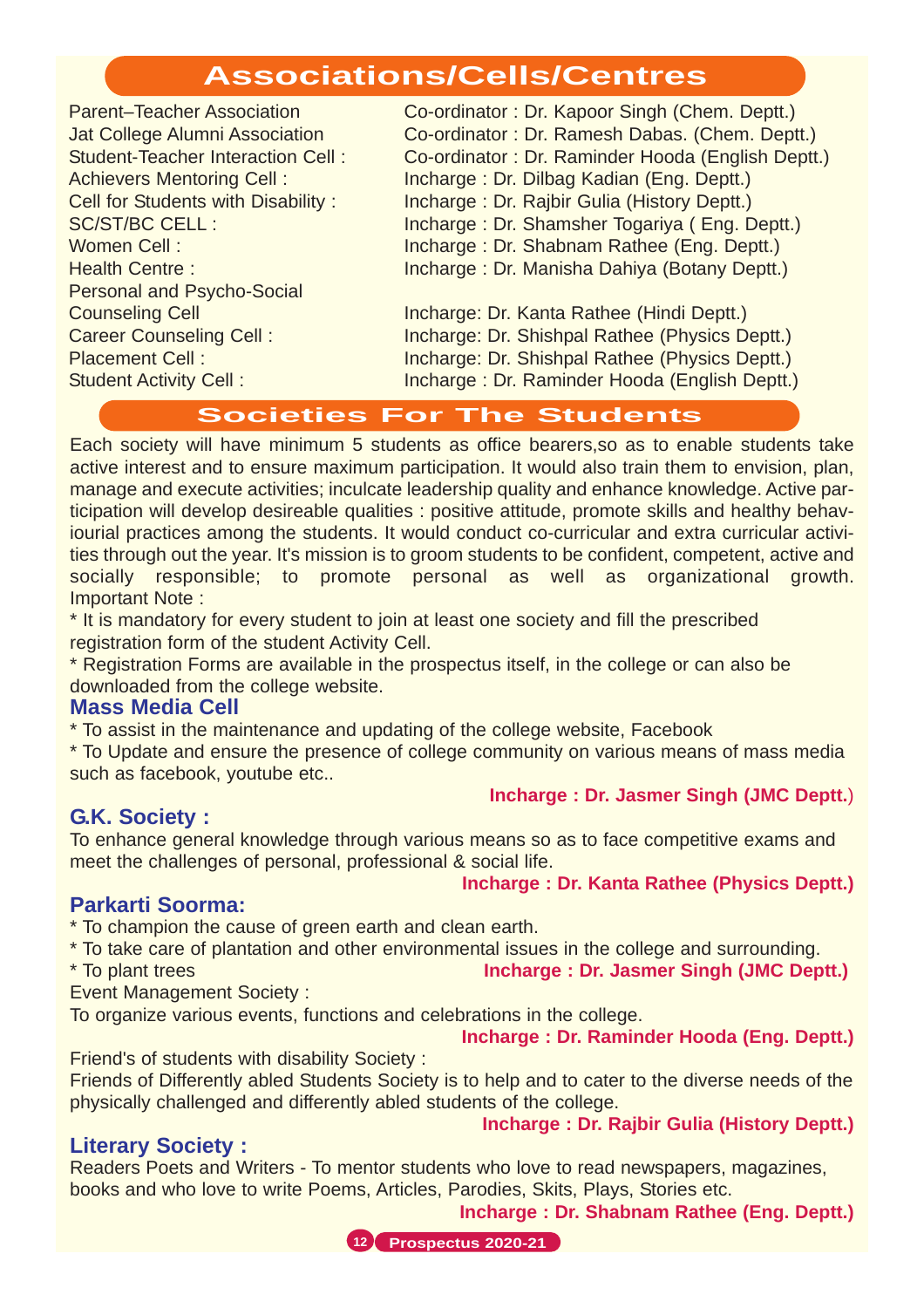# Associations/Cells/Centres

| | |
|---|---|
| Parent–Teacher Association | Co-ordinator : Dr. Kapoor Singh (Chem. Deptt.) |
| Jat College Alumni Association | Co-ordinator : Dr. Ramesh Dabas. (Chem. Deptt.) |
| Student-Teacher Interaction Cell : | Co-ordinator : Dr. Raminder Hooda (English Deptt.) |
| Achievers Mentoring Cell : | Incharge : Dr. Dilbag Kadian (Eng. Deptt.) |
| Cell for Students with Disability : | Incharge : Dr. Rajbir Gulia (History Deptt.) |
| SC/ST/BC CELL : | Incharge : Dr. Shamsher Togariya ( Eng. Deptt.) |
| Women Cell : | Incharge : Dr. Shabnam Rathee (Eng. Deptt.) |
| Health Centre : | Incharge : Dr. Manisha Dahiya (Botany Deptt.) |
| Personal and Psycho-Social Counseling Cell | Incharge: Dr. Kanta Rathee (Hindi Deptt.) |
| Career Counseling Cell : | Incharge: Dr. Shishpal Rathee (Physics Deptt.) |
| Placement Cell : | Incharge: Dr. Shishpal Rathee (Physics Deptt.) |
| Student Activity Cell : | Incharge : Dr. Raminder Hooda (English Deptt.) |

# Societies For The Students

Each society will have minimum 5 students as office bearers,so as to enable students take active interest and to ensure maximum participation. It would also train them to envision, plan, manage and execute activities; inculcate leadership quality and enhance knowledge. Active participation will develop desireable qualities : positive attitude, promote skills and healthy behaviourial practices among the students. It would conduct co-curricular and extra curricular activities through out the year. It's mission is to groom students to be confident, competent, active and socially responsible; to promote personal as well as organizational growth.

Important Note :

* It is mandatory for every student to join at least one society and fill the prescribed registration form of the student Activity Cell.
* Registration Forms are available in the prospectus itself, in the college or can also be downloaded from the college website.

## Mass Media Cell

* To assist in the maintenance and updating of the college website, Facebook
* To Update and ensure the presence of college community on various means of mass media such as facebook, youtube etc..

**Incharge : Dr. Jasmer Singh (JMC Deptt.)**

## G.K. Society :

To enhance general knowledge through various means so as to face competitive exams and meet the challenges of personal, professional & social life.

**Incharge : Dr. Kanta Rathee (Physics Deptt.)**

## Parkarti Soorma:

* To champion the cause of green earth and clean earth.
* To take care of plantation and other environmental issues in the college and surrounding.
* To plant trees

**Incharge : Dr. Jasmer Singh (JMC Deptt.)**

Event Management Society :

To organize various events, functions and celebrations in the college.

**Incharge : Dr. Raminder Hooda (Eng. Deptt.)**

Friend's of students with disability Society :

Friends of Differently abled Students Society is to help and to cater to the diverse needs of the physically challenged and differently abled students of the college.

**Incharge : Dr. Rajbir Gulia (History Deptt.)**

## Literary Society :

Readers Poets and Writers - To mentor students who love to read newspapers, magazines, books and who love to write Poems, Articles, Parodies, Skits, Plays, Stories etc.

**Incharge : Dr. Shabnam Rathee (Eng. Deptt.)**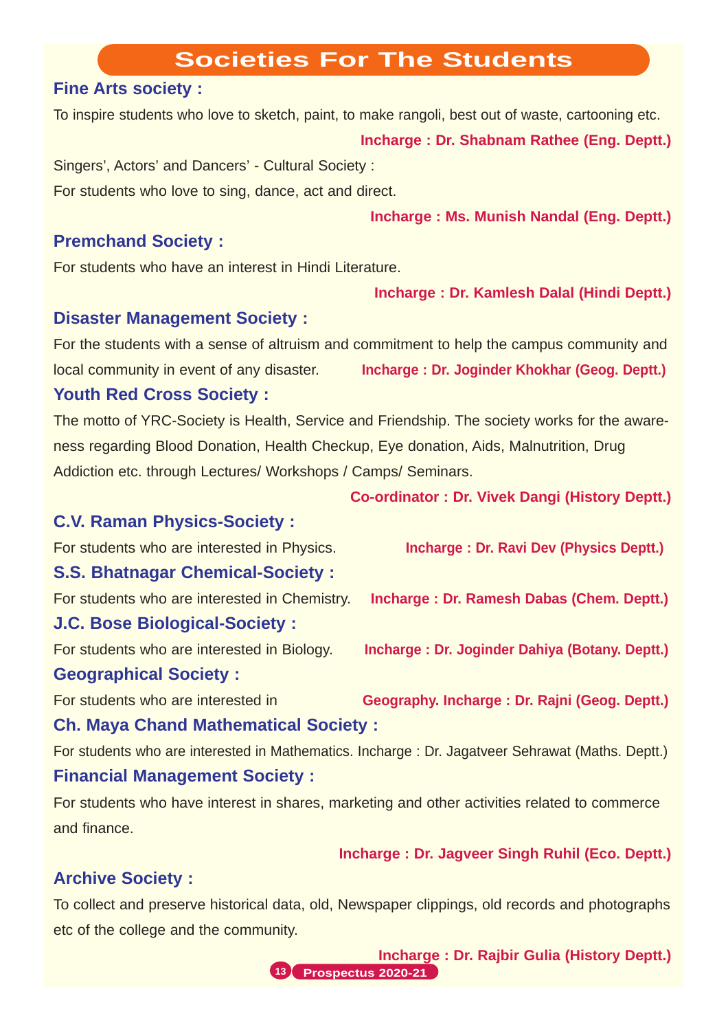# Societies For The Students

### Fine Arts society :

To inspire students who love to sketch, paint, to make rangoli, best out of waste, cartooning etc.

**Incharge : Dr. Shabnam Rathee (Eng. Deptt.)**

Singers', Actors' and Dancers' - Cultural Society :

For students who love to sing, dance, act and direct.

**Incharge : Ms. Munish Nandal (Eng. Deptt.)**

### Premchand Society :

For students who have an interest in Hindi Literature.

**Incharge : Dr. Kamlesh Dalal (Hindi Deptt.)**

### Disaster Management Society :

For the students with a sense of altruism and commitment to help the campus community and local community in event of any disaster. **Incharge : Dr. Joginder Khokhar (Geog. Deptt.)**

### Youth Red Cross Society :

The motto of YRC-Society is Health, Service and Friendship. The society works for the awareness regarding Blood Donation, Health Checkup, Eye donation, Aids, Malnutrition, Drug Addiction etc. through Lectures/ Workshops / Camps/ Seminars.

**Co-ordinator : Dr. Vivek Dangi (History Deptt.)**

### C.V. Raman Physics-Society :

For students who are interested in Physics. **Incharge : Dr. Ravi Dev (Physics Deptt.)**

### S.S. Bhatnagar Chemical-Society :

For students who are interested in Chemistry. **Incharge : Dr. Ramesh Dabas (Chem. Deptt.)**

### J.C. Bose Biological-Society :

For students who are interested in Biology. **Incharge : Dr. Joginder Dahiya (Botany. Deptt.)**

### Geographical Society :

For students who are interested in **Geography. Incharge : Dr. Rajni (Geog. Deptt.)**

### Ch. Maya Chand Mathematical Society :

For students who are interested in Mathematics. Incharge : Dr. Jagatveer Sehrawat (Maths. Deptt.)

### Financial Management Society :

For students who have interest in shares, marketing and other activities related to commerce and finance.

**Incharge : Dr. Jagveer Singh Ruhil (Eco. Deptt.)**

### Archive Society :

To collect and preserve historical data, old, Newspaper clippings, old records and photographs etc of the college and the community.

**Incharge : Dr. Rajbir Gulia (History Deptt.)**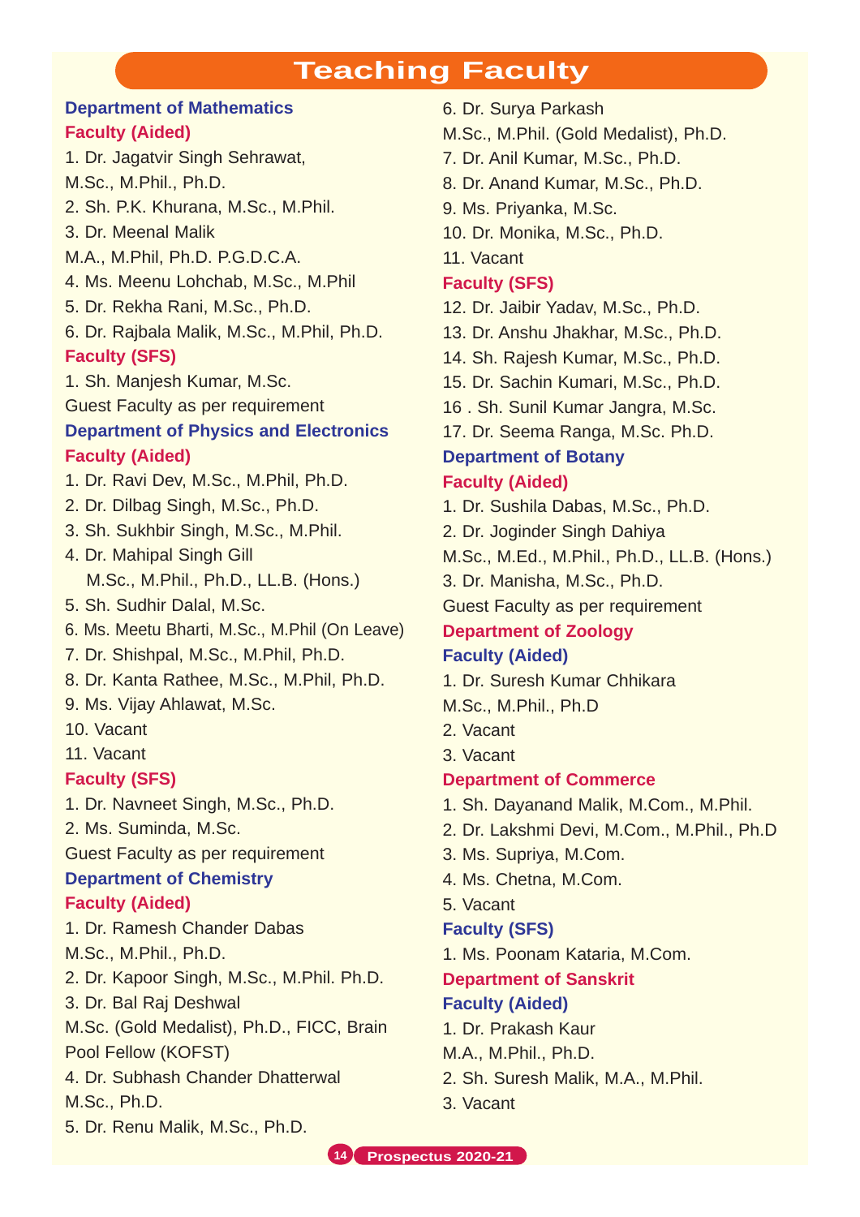# Teaching Faculty

## Department of Mathematics

### Faculty (Aided)

1. Dr. Jagatvir Singh Sehrawat, M.Sc., M.Phil., Ph.D.
2. Sh. P.K. Khurana, M.Sc., M.Phil.
3. Dr. Meenal Malik M.A., M.Phil, Ph.D. P.G.D.C.A.
4. Ms. Meenu Lohchab, M.Sc., M.Phil
5. Dr. Rekha Rani, M.Sc., Ph.D.
6. Dr. Rajbala Malik, M.Sc., M.Phil, Ph.D.

### Faculty (SFS)

1. Sh. Manjesh Kumar, M.Sc.

Guest Faculty as per requirement

## Department of Physics and Electronics

### Faculty (Aided)

1. Dr. Ravi Dev, M.Sc., M.Phil, Ph.D.
2. Dr. Dilbag Singh, M.Sc., Ph.D.
3. Sh. Sukhbir Singh, M.Sc., M.Phil.
4. Dr. Mahipal Singh Gill M.Sc., M.Phil., Ph.D., LL.B. (Hons.)
5. Sh. Sudhir Dalal, M.Sc.
6. Ms. Meetu Bharti, M.Sc., M.Phil (On Leave)
7. Dr. Shishpal, M.Sc., M.Phil, Ph.D.
8. Dr. Kanta Rathee, M.Sc., M.Phil, Ph.D.
9. Ms. Vijay Ahlawat, M.Sc.
10. Vacant
11. Vacant

### Faculty (SFS)

1. Dr. Navneet Singh, M.Sc., Ph.D.
2. Ms. Suminda, M.Sc.

Guest Faculty as per requirement

## Department of Chemistry

### Faculty (Aided)

1. Dr. Ramesh Chander Dabas M.Sc., M.Phil., Ph.D.
2. Dr. Kapoor Singh, M.Sc., M.Phil. Ph.D.
3. Dr. Bal Raj Deshwal M.Sc. (Gold Medalist), Ph.D., FICC, Brain Pool Fellow (KOFST)
4. Dr. Subhash Chander Dhatterwal M.Sc., Ph.D.
5. Dr. Renu Malik, M.Sc., Ph.D.
6. Dr. Surya Parkash M.Sc., M.Phil. (Gold Medalist), Ph.D.
7. Dr. Anil Kumar, M.Sc., Ph.D.
8. Dr. Anand Kumar, M.Sc., Ph.D.
9. Ms. Priyanka, M.Sc.
10. Dr. Monika, M.Sc., Ph.D.
11. Vacant

### Faculty (SFS)

12. Dr. Jaibir Yadav, M.Sc., Ph.D.
13. Dr. Anshu Jhakhar, M.Sc., Ph.D.
14. Sh. Rajesh Kumar, M.Sc., Ph.D.
15. Dr. Sachin Kumari, M.Sc., Ph.D.
16. Sh. Sunil Kumar Jangra, M.Sc.
17. Dr. Seema Ranga, M.Sc. Ph.D.

## Department of Botany

### Faculty (Aided)

1. Dr. Sushila Dabas, M.Sc., Ph.D.
2. Dr. Joginder Singh Dahiya M.Sc., M.Ed., M.Phil., Ph.D., LL.B. (Hons.)
3. Dr. Manisha, M.Sc., Ph.D.

Guest Faculty as per requirement

## Department of Zoology

### Faculty (Aided)

1. Dr. Suresh Kumar Chhikara M.Sc., M.Phil., Ph.D
2. Vacant
3. Vacant

## Department of Commerce

1. Sh. Dayanand Malik, M.Com., M.Phil.
2. Dr. Lakshmi Devi, M.Com., M.Phil., Ph.D
3. Ms. Supriya, M.Com.
4. Ms. Chetna, M.Com.
5. Vacant

### Faculty (SFS)

1. Ms. Poonam Kataria, M.Com.

## Department of Sanskrit

### Faculty (Aided)

1. Dr. Prakash Kaur M.A., M.Phil., Ph.D.
2. Sh. Suresh Malik, M.A., M.Phil.
3. Vacant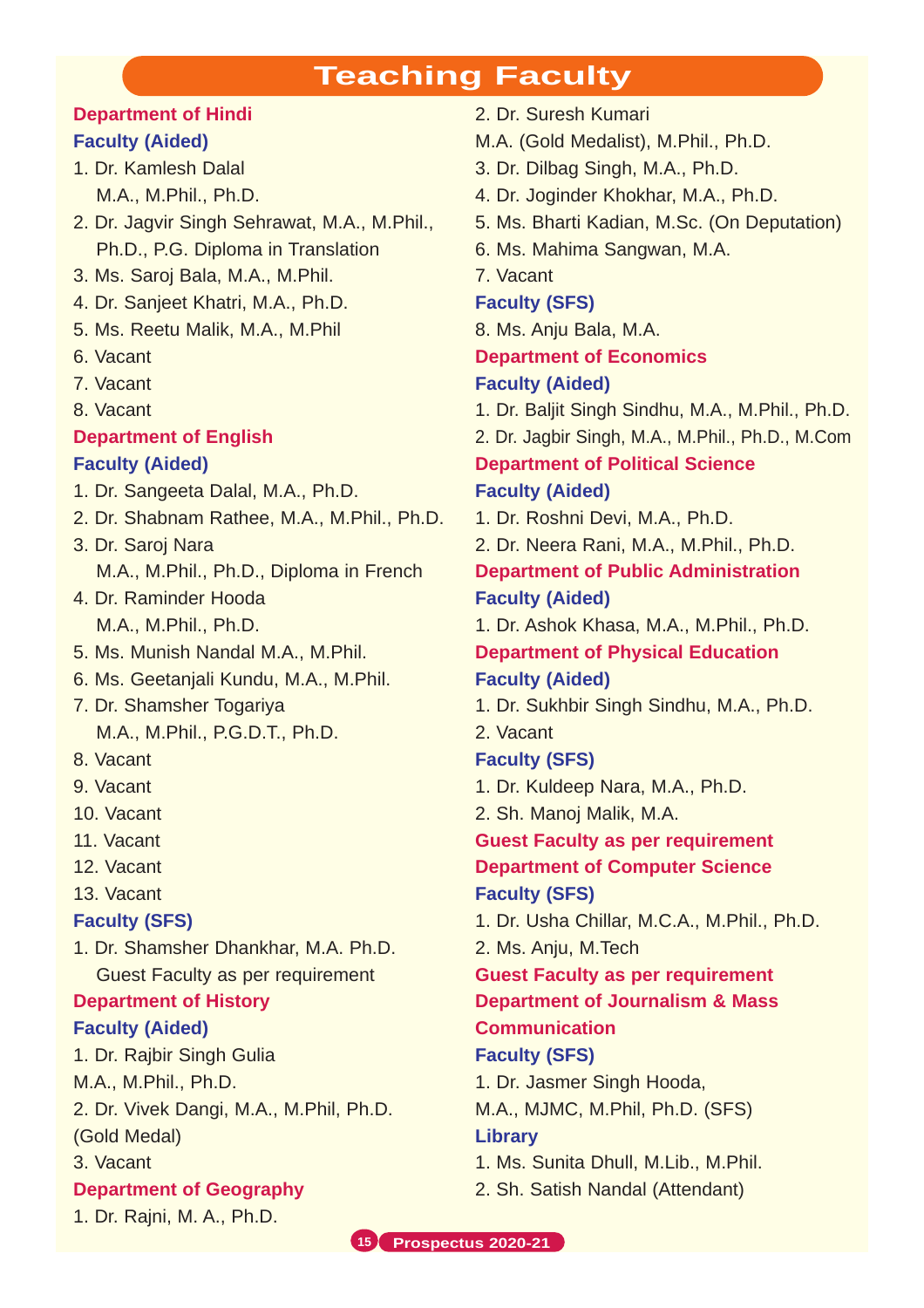# Teaching Faculty

## Department of Hindi

### Faculty (Aided)

1. Dr. Kamlesh Dalal
   M.A., M.Phil., Ph.D.
2. Dr. Jagvir Singh Sehrawat, M.A., M.Phil., Ph.D., P.G. Diploma in Translation
3. Ms. Saroj Bala, M.A., M.Phil.
4. Dr. Sanjeet Khatri, M.A., Ph.D.
5. Ms. Reetu Malik, M.A., M.Phil
6. Vacant
7. Vacant
8. Vacant

## Department of English

### Faculty (Aided)

1. Dr. Sangeeta Dalal, M.A., Ph.D.
2. Dr. Shabnam Rathee, M.A., M.Phil., Ph.D.
3. Dr. Saroj Nara
   M.A., M.Phil., Ph.D., Diploma in French
4. Dr. Raminder Hooda
   M.A., M.Phil., Ph.D.
5. Ms. Munish Nandal M.A., M.Phil.
6. Ms. Geetanjali Kundu, M.A., M.Phil.
7. Dr. Shamsher Togariya
   M.A., M.Phil., P.G.D.T., Ph.D.
8. Vacant
9. Vacant
10. Vacant
11. Vacant
12. Vacant
13. Vacant

### Faculty (SFS)

1. Dr. Shamsher Dhankhar, M.A. Ph.D.
   Guest Faculty as per requirement

## Department of History

### Faculty (Aided)

1. Dr. Rajbir Singh Gulia
   M.A., M.Phil., Ph.D.
2. Dr. Vivek Dangi, M.A., M.Phil, Ph.D. (Gold Medal)
3. Vacant

## Department of Geography

1. Dr. Rajni, M. A., Ph.D.
2. Dr. Suresh Kumari
   M.A. (Gold Medalist), M.Phil., Ph.D.
3. Dr. Dilbag Singh, M.A., Ph.D.
4. Dr. Joginder Khokhar, M.A., Ph.D.
5. Ms. Bharti Kadian, M.Sc. (On Deputation)
6. Ms. Mahima Sangwan, M.A.
7. Vacant

### Faculty (SFS)

8. Ms. Anju Bala, M.A.

## Department of Economics

### Faculty (Aided)

1. Dr. Baljit Singh Sindhu, M.A., M.Phil., Ph.D.
2. Dr. Jagbir Singh, M.A., M.Phil., Ph.D., M.Com

## Department of Political Science

### Faculty (Aided)

1. Dr. Roshni Devi, M.A., Ph.D.
2. Dr. Neera Rani, M.A., M.Phil., Ph.D.

## Department of Public Administration

### Faculty (Aided)

1. Dr. Ashok Khasa, M.A., M.Phil., Ph.D.

## Department of Physical Education

### Faculty (Aided)

1. Dr. Sukhbir Singh Sindhu, M.A., Ph.D.
2. Vacant

### Faculty (SFS)

1. Dr. Kuldeep Nara, M.A., Ph.D.
2. Sh. Manoj Malik, M.A.

**Guest Faculty as per requirement**

## Department of Computer Science

### Faculty (SFS)

1. Dr. Usha Chillar, M.C.A., M.Phil., Ph.D.
2. Ms. Anju, M.Tech

**Guest Faculty as per requirement**

## Department of Journalism & Mass Communication

### Faculty (SFS)

1. Dr. Jasmer Singh Hooda,
   M.A., MJMC, M.Phil, Ph.D. (SFS)

## Library

1. Ms. Sunita Dhull, M.Lib., M.Phil.
2. Sh. Satish Nandal (Attendant)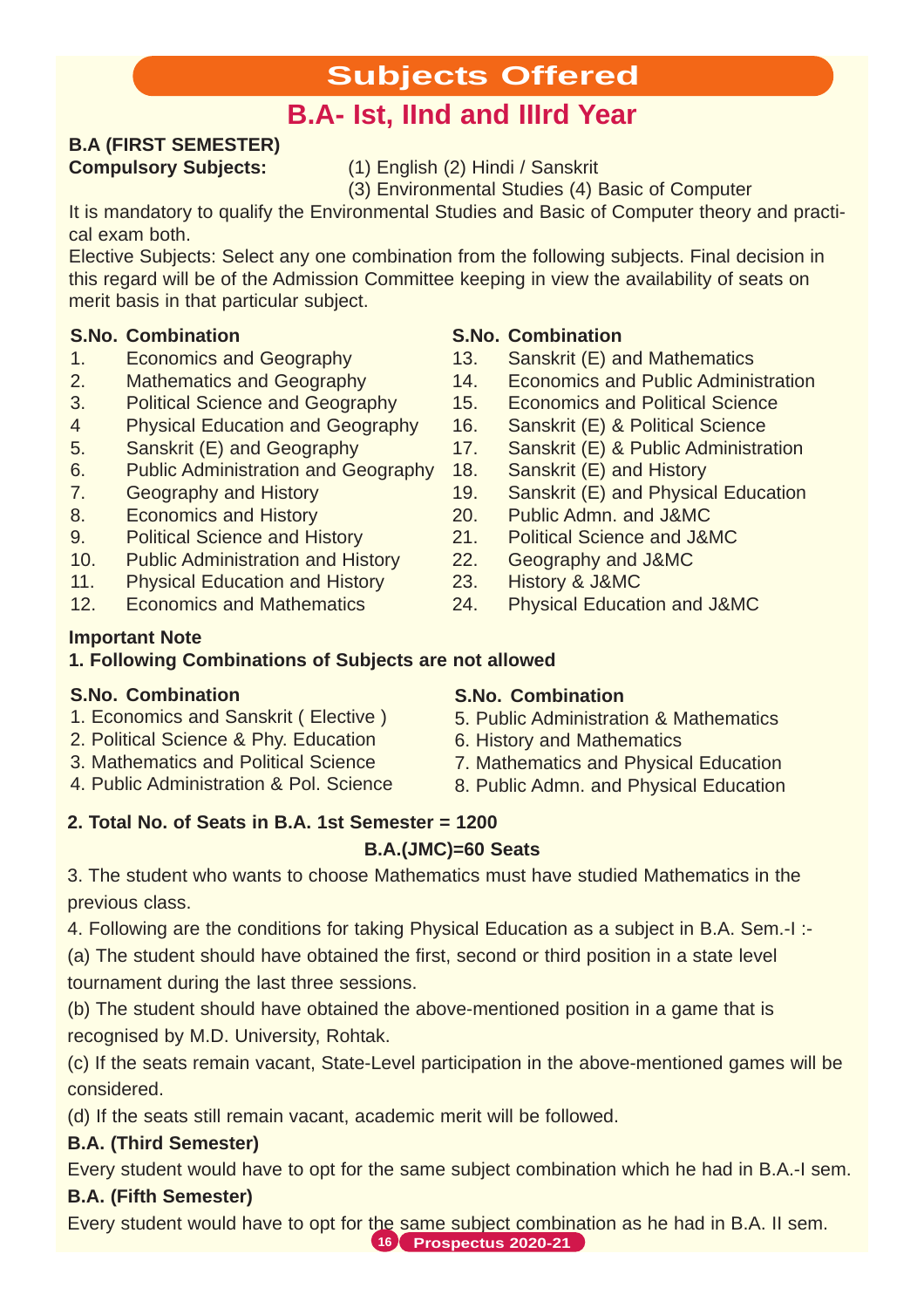# Subjects Offered

## B.A- Ist, IInd and IIIrd Year

**B.A (FIRST SEMESTER)**

**Compulsory Subjects:** (1) English (2) Hindi / Sanskrit (3) Environmental Studies (4) Basic of Computer

It is mandatory to qualify the Environmental Studies and Basic of Computer theory and practical exam both.

Elective Subjects: Select any one combination from the following subjects. Final decision in this regard will be of the Admission Committee keeping in view the availability of seats on merit basis in that particular subject.

| S.No. | Combination |
|---|---|
| 1. | Economics and Geography |
| 2. | Mathematics and Geography |
| 3. | Political Science and Geography |
| 4 | Physical Education and Geography |
| 5. | Sanskrit (E) and Geography |
| 6. | Public Administration and Geography |
| 7. | Geography and History |
| 8. | Economics and History |
| 9. | Political Science and History |
| 10. | Public Administration and History |
| 11. | Physical Education and History |
| 12. | Economics and Mathematics |
| 13. | Sanskrit (E) and Mathematics |
| 14. | Economics and Public Administration |
| 15. | Economics and Political Science |
| 16. | Sanskrit (E) & Political Science |
| 17. | Sanskrit (E) & Public Administration |
| 18. | Sanskrit (E) and History |
| 19. | Sanskrit (E) and Physical Education |
| 20. | Public Admn. and J&MC |
| 21. | Political Science and J&MC |
| 22. | Geography and J&MC |
| 23. | History & J&MC |
| 24. | Physical Education and J&MC |

**Important Note**

**1. Following Combinations of Subjects are not allowed**

| S.No. | Combination |
|---|---|
| 1. | Economics and Sanskrit ( Elective ) |
| 2. | Political Science & Phy. Education |
| 3. | Mathematics and Political Science |
| 4. | Public Administration & Pol. Science |
| 5. | Public Administration & Mathematics |
| 6. | History and Mathematics |
| 7. | Mathematics and Physical Education |
| 8. | Public Admn. and Physical Education |

**2. Total No. of Seats in B.A. 1st Semester = 1200**

**B.A.(JMC)=60 Seats**

3. The student who wants to choose Mathematics must have studied Mathematics in the previous class.

4. Following are the conditions for taking Physical Education as a subject in B.A. Sem.-I :-

(a) The student should have obtained the first, second or third position in a state level tournament during the last three sessions.

(b) The student should have obtained the above-mentioned position in a game that is recognised by M.D. University, Rohtak.

(c) If the seats remain vacant, State-Level participation in the above-mentioned games will be considered.

(d) If the seats still remain vacant, academic merit will be followed.

**B.A. (Third Semester)**

Every student would have to opt for the same subject combination which he had in B.A.-I sem.

**B.A. (Fifth Semester)**

Every student would have to opt for the same subject combination as he had in B.A. II sem.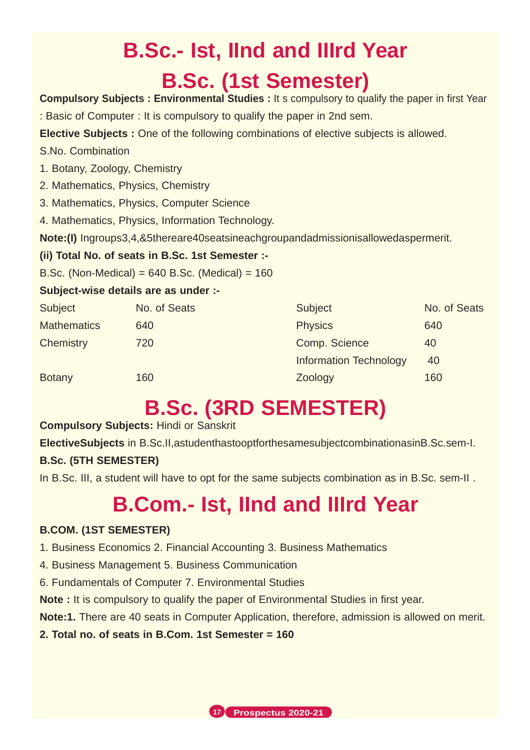# B.Sc.- Ist, IInd and IIIrd Year

# B.Sc. (1st Semester)

**Compulsory Subjects : Environmental Studies :** It s compulsory to qualify the paper in first Year

: Basic of Computer : It is compulsory to qualify the paper in 2nd sem.

**Elective Subjects :** One of the following combinations of elective subjects is allowed.

S.No. Combination

1. Botany, Zoology, Chemistry
2. Mathematics, Physics, Chemistry
3. Mathematics, Physics, Computer Science
4. Mathematics, Physics, Information Technology.

**Note:(I)** Ingroups3,4,&5thereare40seatsineachgroupandadmissionisallowedaspermerit.

**(ii) Total No. of seats in B.Sc. 1st Semester :-**

B.Sc. (Non-Medical) = 640 B.Sc. (Medical) = 160

**Subject-wise details are as under :-**

| Subject | No. of Seats | Subject | No. of Seats |
|---|---|---|---|
| Mathematics | 640 | Physics | 640 |
| Chemistry | 720 | Comp. Science | 40 |
| | | Information Technology | 40 |
| Botany | 160 | Zoology | 160 |

# B.Sc. (3RD SEMESTER)

**Compulsory Subjects:** Hindi or Sanskrit

**ElectiveSubjects** in B.Sc.II,astudenthastooptforthesamesubjectcombinationasinB.Sc.sem-I.

**B.Sc. (5TH SEMESTER)**

In B.Sc. III, a student will have to opt for the same subjects combination as in B.Sc. sem-II .

# B.Com.- Ist, IInd and IIIrd Year

**B.COM. (1ST SEMESTER)**

1. Business Economics 2. Financial Accounting 3. Business Mathematics

4. Business Management 5. Business Communication

6. Fundamentals of Computer 7. Environmental Studies

**Note :** It is compulsory to qualify the paper of Environmental Studies in first year.

**Note:1.** There are 40 seats in Computer Application, therefore, admission is allowed on merit.

**2. Total no. of seats in B.Com. 1st Semester = 160**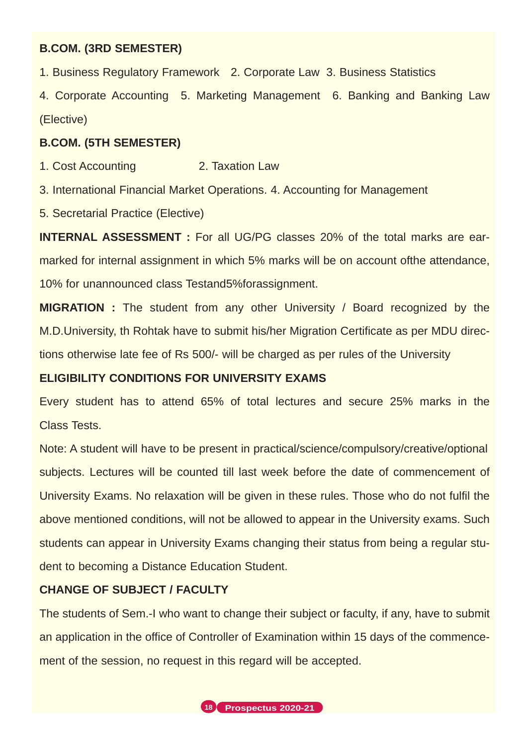**B.COM. (3RD SEMESTER)**

1. Business Regulatory Framework 2. Corporate Law 3. Business Statistics

4. Corporate Accounting 5. Marketing Management 6. Banking and Banking Law (Elective)

**B.COM. (5TH SEMESTER)**

1. Cost Accounting 2. Taxation Law

3. International Financial Market Operations. 4. Accounting for Management

5. Secretarial Practice (Elective)

**INTERNAL ASSESSMENT :** For all UG/PG classes 20% of the total marks are earmarked for internal assignment in which 5% marks will be on account ofthe attendance, 10% for unannounced class Testand5%forassignment.

**MIGRATION :** The student from any other University / Board recognized by the M.D.University, th Rohtak have to submit his/her Migration Certificate as per MDU directions otherwise late fee of Rs 500/- will be charged as per rules of the University

**ELIGIBILITY CONDITIONS FOR UNIVERSITY EXAMS**

Every student has to attend 65% of total lectures and secure 25% marks in the Class Tests.

Note: A student will have to be present in practical/science/compulsory/creative/optional subjects. Lectures will be counted till last week before the date of commencement of University Exams. No relaxation will be given in these rules. Those who do not fulfil the above mentioned conditions, will not be allowed to appear in the University exams. Such students can appear in University Exams changing their status from being a regular student to becoming a Distance Education Student.

**CHANGE OF SUBJECT / FACULTY**

The students of Sem.-I who want to change their subject or faculty, if any, have to submit an application in the office of Controller of Examination within 15 days of the commencement of the session, no request in this regard will be accepted.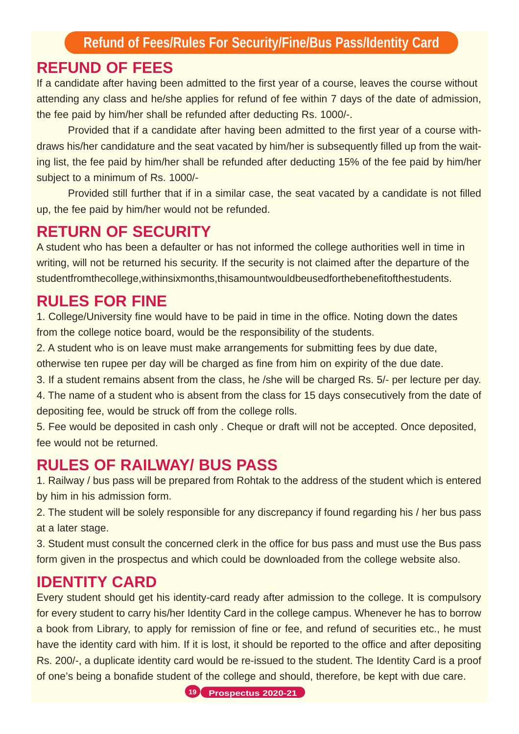# Refund of Fees/Rules For Security/Fine/Bus Pass/Identity Card

## REFUND OF FEES

If a candidate after having been admitted to the first year of a course, leaves the course without attending any class and he/she applies for refund of fee within 7 days of the date of admission, the fee paid by him/her shall be refunded after deducting Rs. 1000/-.

Provided that if a candidate after having been admitted to the first year of a course withdraws his/her candidature and the seat vacated by him/her is subsequently filled up from the waiting list, the fee paid by him/her shall be refunded after deducting 15% of the fee paid by him/her subject to a minimum of Rs. 1000/-

Provided still further that if in a similar case, the seat vacated by a candidate is not filled up, the fee paid by him/her would not be refunded.

## RETURN OF SECURITY

A student who has been a defaulter or has not informed the college authorities well in time in writing, will not be returned his security. If the security is not claimed after the departure of the studentfromthecollege,withinsixmonths,thisamountwouldbeusedforthebenefitofthestudents.

## RULES FOR FINE

1. College/University fine would have to be paid in time in the office. Noting down the dates from the college notice board, would be the responsibility of the students.
2. A student who is on leave must make arrangements for submitting fees by due date, otherwise ten rupee per day will be charged as fine from him on expirity of the due date.
3. If a student remains absent from the class, he /she will be charged Rs. 5/- per lecture per day.
4. The name of a student who is absent from the class for 15 days consecutively from the date of depositing fee, would be struck off from the college rolls.
5. Fee would be deposited in cash only . Cheque or draft will not be accepted. Once deposited, fee would not be returned.

## RULES OF RAILWAY/ BUS PASS

1. Railway / bus pass will be prepared from Rohtak to the address of the student which is entered by him in his admission form.
2. The student will be solely responsible for any discrepancy if found regarding his / her bus pass at a later stage.
3. Student must consult the concerned clerk in the office for bus pass and must use the Bus pass form given in the prospectus and which could be downloaded from the college website also.

## IDENTITY CARD

Every student should get his identity-card ready after admission to the college. It is compulsory for every student to carry his/her Identity Card in the college campus. Whenever he has to borrow a book from Library, to apply for remission of fine or fee, and refund of securities etc., he must have the identity card with him. If it is lost, it should be reported to the office and after depositing Rs. 200/-, a duplicate identity card would be re-issued to the student. The Identity Card is a proof of one's being a bonafide student of the college and should, therefore, be kept with due care.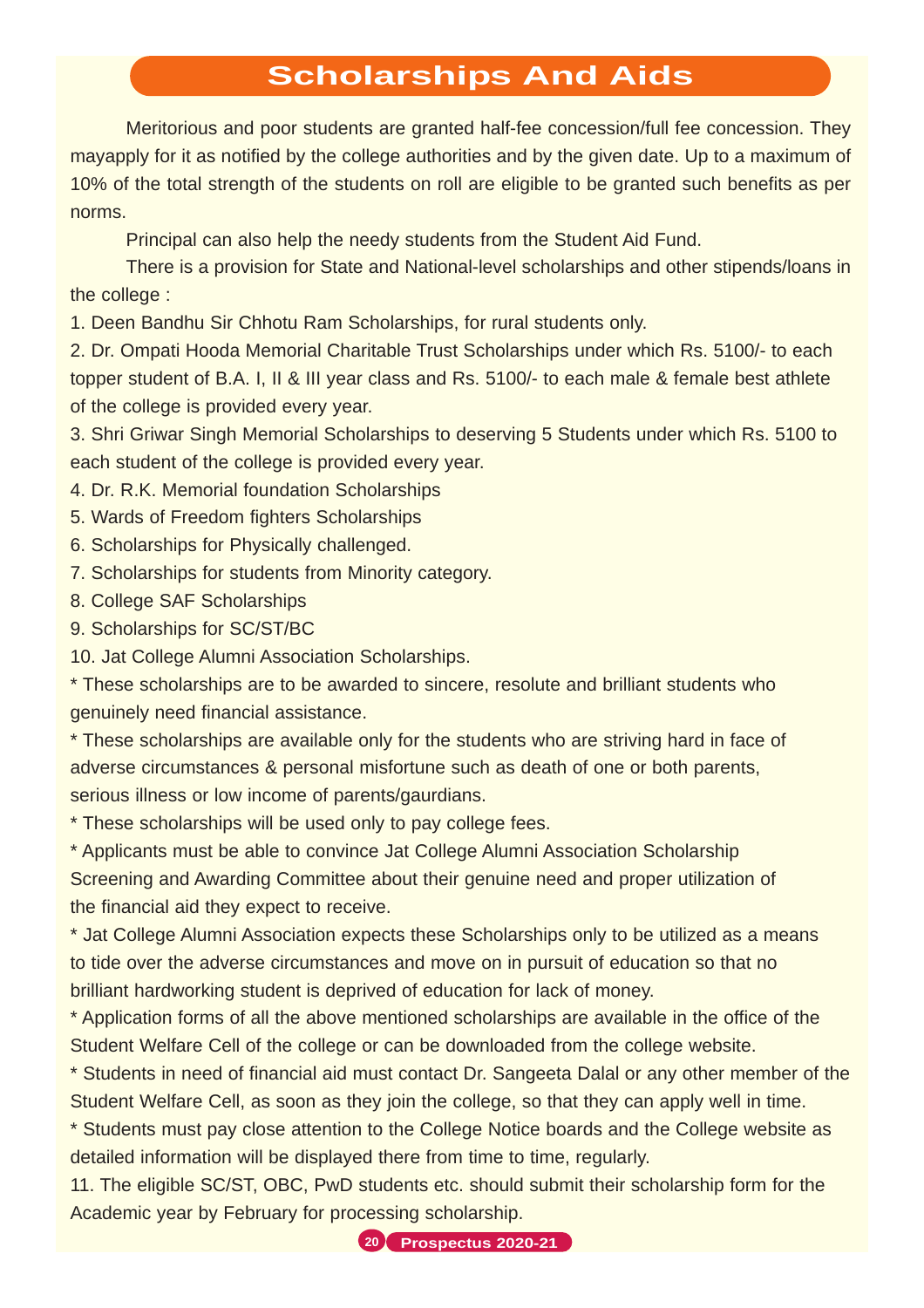# Scholarships And Aids

Meritorious and poor students are granted half-fee concession/full fee concession. They mayapply for it as notified by the college authorities and by the given date. Up to a maximum of 10% of the total strength of the students on roll are eligible to be granted such benefits as per norms.

Principal can also help the needy students from the Student Aid Fund.

There is a provision for State and National-level scholarships and other stipends/loans in the college :

1. Deen Bandhu Sir Chhotu Ram Scholarships, for rural students only.
2. Dr. Ompati Hooda Memorial Charitable Trust Scholarships under which Rs. 5100/- to each topper student of B.A. I, II & III year class and Rs. 5100/- to each male & female best athlete of the college is provided every year.
3. Shri Griwar Singh Memorial Scholarships to deserving 5 Students under which Rs. 5100 to each student of the college is provided every year.
4. Dr. R.K. Memorial foundation Scholarships
5. Wards of Freedom fighters Scholarships
6. Scholarships for Physically challenged.
7. Scholarships for students from Minority category.
8. College SAF Scholarships
9. Scholarships for SC/ST/BC
10. Jat College Alumni Association Scholarships.

\* These scholarships are to be awarded to sincere, resolute and brilliant students who genuinely need financial assistance.

\* These scholarships are available only for the students who are striving hard in face of adverse circumstances & personal misfortune such as death of one or both parents, serious illness or low income of parents/gaurdians.

\* These scholarships will be used only to pay college fees.

\* Applicants must be able to convince Jat College Alumni Association Scholarship Screening and Awarding Committee about their genuine need and proper utilization of the financial aid they expect to receive.

\* Jat College Alumni Association expects these Scholarships only to be utilized as a means to tide over the adverse circumstances and move on in pursuit of education so that no brilliant hardworking student is deprived of education for lack of money.

\* Application forms of all the above mentioned scholarships are available in the office of the Student Welfare Cell of the college or can be downloaded from the college website.

\* Students in need of financial aid must contact Dr. Sangeeta Dalal or any other member of the Student Welfare Cell, as soon as they join the college, so that they can apply well in time.

\* Students must pay close attention to the College Notice boards and the College website as detailed information will be displayed there from time to time, regularly.

11. The eligible SC/ST, OBC, PwD students etc. should submit their scholarship form for the Academic year by February for processing scholarship.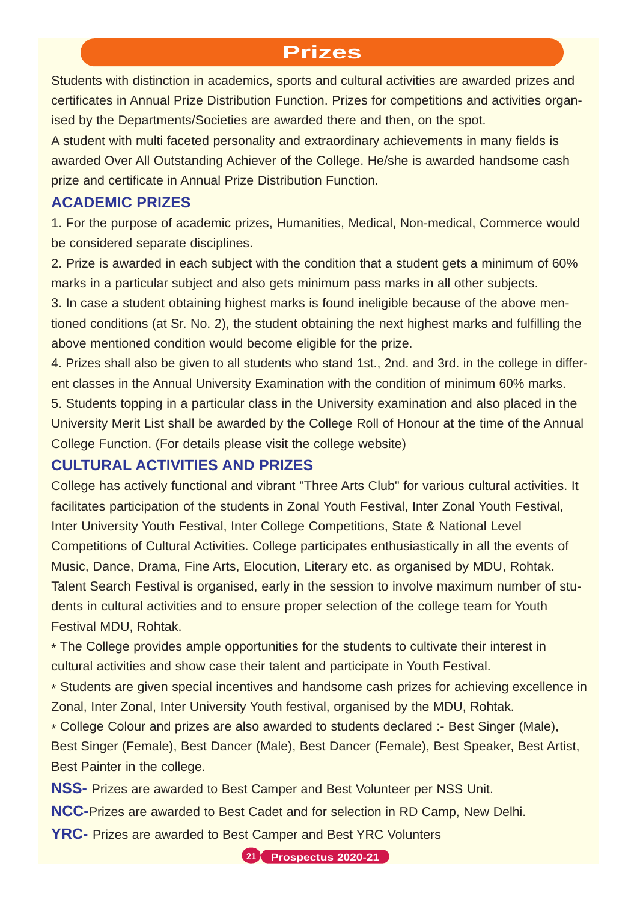# Prizes

Students with distinction in academics, sports and cultural activities are awarded prizes and certificates in Annual Prize Distribution Function. Prizes for competitions and activities organised by the Departments/Societies are awarded there and then, on the spot.

A student with multi faceted personality and extraordinary achievements in many fields is awarded Over All Outstanding Achiever of the College. He/she is awarded handsome cash prize and certificate in Annual Prize Distribution Function.

## ACADEMIC PRIZES

1. For the purpose of academic prizes, Humanities, Medical, Non-medical, Commerce would be considered separate disciplines.
2. Prize is awarded in each subject with the condition that a student gets a minimum of 60% marks in a particular subject and also gets minimum pass marks in all other subjects.
3. In case a student obtaining highest marks is found ineligible because of the above mentioned conditions (at Sr. No. 2), the student obtaining the next highest marks and fulfilling the above mentioned condition would become eligible for the prize.
4. Prizes shall also be given to all students who stand 1st., 2nd. and 3rd. in the college in different classes in the Annual University Examination with the condition of minimum 60% marks.
5. Students topping in a particular class in the University examination and also placed in the University Merit List shall be awarded by the College Roll of Honour at the time of the Annual College Function. (For details please visit the college website)

## CULTURAL ACTIVITIES AND PRIZES

College has actively functional and vibrant "Three Arts Club" for various cultural activities. It facilitates participation of the students in Zonal Youth Festival, Inter Zonal Youth Festival, Inter University Youth Festival, Inter College Competitions, State & National Level Competitions of Cultural Activities. College participates enthusiastically in all the events of Music, Dance, Drama, Fine Arts, Elocution, Literary etc. as organised by MDU, Rohtak. Talent Search Festival is organised, early in the session to involve maximum number of students in cultural activities and to ensure proper selection of the college team for Youth Festival MDU, Rohtak.

* The College provides ample opportunities for the students to cultivate their interest in cultural activities and show case their talent and participate in Youth Festival.
* Students are given special incentives and handsome cash prizes for achieving excellence in Zonal, Inter Zonal, Inter University Youth festival, organised by the MDU, Rohtak.
* College Colour and prizes are also awarded to students declared :- Best Singer (Male), Best Singer (Female), Best Dancer (Male), Best Dancer (Female), Best Speaker, Best Artist, Best Painter in the college.

**NSS-** Prizes are awarded to Best Camper and Best Volunteer per NSS Unit.

**NCC-**Prizes are awarded to Best Cadet and for selection in RD Camp, New Delhi.

**YRC-** Prizes are awarded to Best Camper and Best YRC Volunters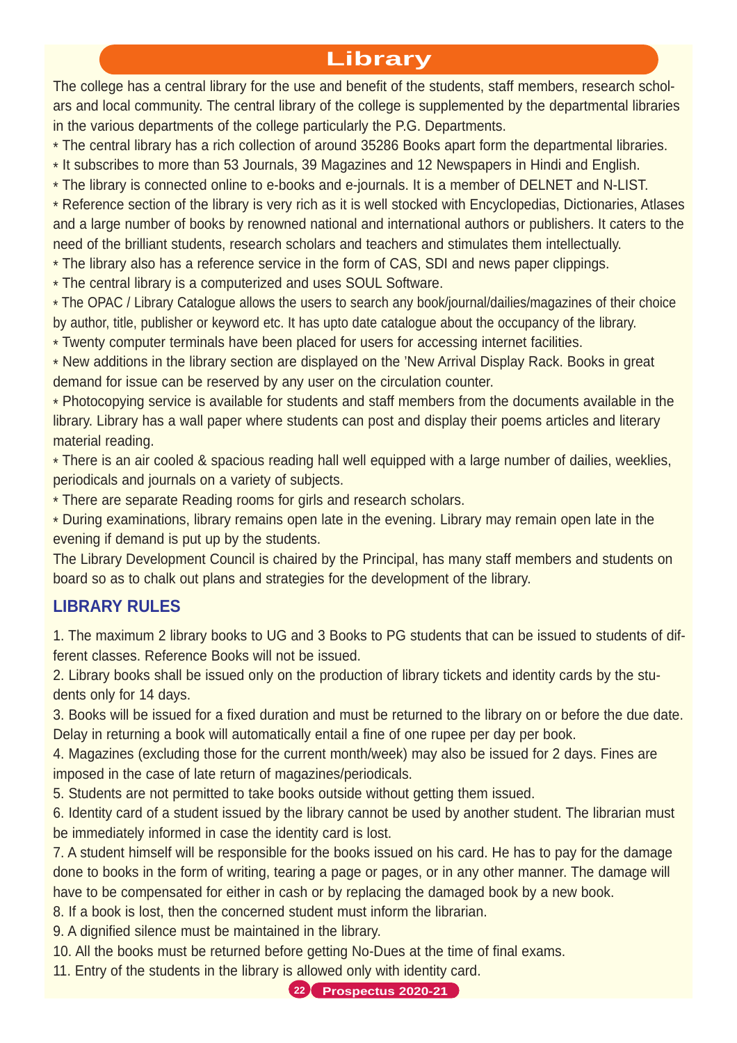# Library

The college has a central library for the use and benefit of the students, staff members, research scholars and local community. The central library of the college is supplemented by the departmental libraries in the various departments of the college particularly the P.G. Departments.

* The central library has a rich collection of around 35286 Books apart form the departmental libraries.
* It subscribes to more than 53 Journals, 39 Magazines and 12 Newspapers in Hindi and English.
* The library is connected online to e-books and e-journals. It is a member of DELNET and N-LIST.
* Reference section of the library is very rich as it is well stocked with Encyclopedias, Dictionaries, Atlases and a large number of books by renowned national and international authors or publishers. It caters to the need of the brilliant students, research scholars and teachers and stimulates them intellectually.
* The library also has a reference service in the form of CAS, SDI and news paper clippings.
* The central library is a computerized and uses SOUL Software.
* The OPAC / Library Catalogue allows the users to search any book/journal/dailies/magazines of their choice by author, title, publisher or keyword etc. It has upto date catalogue about the occupancy of the library.
* Twenty computer terminals have been placed for users for accessing internet facilities.
* New additions in the library section are displayed on the 'New Arrival Display Rack. Books in great demand for issue can be reserved by any user on the circulation counter.
* Photocopying service is available for students and staff members from the documents available in the library. Library has a wall paper where students can post and display their poems articles and literary material reading.
* There is an air cooled & spacious reading hall well equipped with a large number of dailies, weeklies, periodicals and journals on a variety of subjects.
* There are separate Reading rooms for girls and research scholars.
* During examinations, library remains open late in the evening. Library may remain open late in the evening if demand is put up by the students.

The Library Development Council is chaired by the Principal, has many staff members and students on board so as to chalk out plans and strategies for the development of the library.

## LIBRARY RULES

1. The maximum 2 library books to UG and 3 Books to PG students that can be issued to students of different classes. Reference Books will not be issued.
2. Library books shall be issued only on the production of library tickets and identity cards by the students only for 14 days.
3. Books will be issued for a fixed duration and must be returned to the library on or before the due date. Delay in returning a book will automatically entail a fine of one rupee per day per book.
4. Magazines (excluding those for the current month/week) may also be issued for 2 days. Fines are imposed in the case of late return of magazines/periodicals.
5. Students are not permitted to take books outside without getting them issued.
6. Identity card of a student issued by the library cannot be used by another student. The librarian must be immediately informed in case the identity card is lost.
7. A student himself will be responsible for the books issued on his card. He has to pay for the damage done to books in the form of writing, tearing a page or pages, or in any other manner. The damage will have to be compensated for either in cash or by replacing the damaged book by a new book.
8. If a book is lost, then the concerned student must inform the librarian.
9. A dignified silence must be maintained in the library.
10. All the books must be returned before getting No-Dues at the time of final exams.
11. Entry of the students in the library is allowed only with identity card.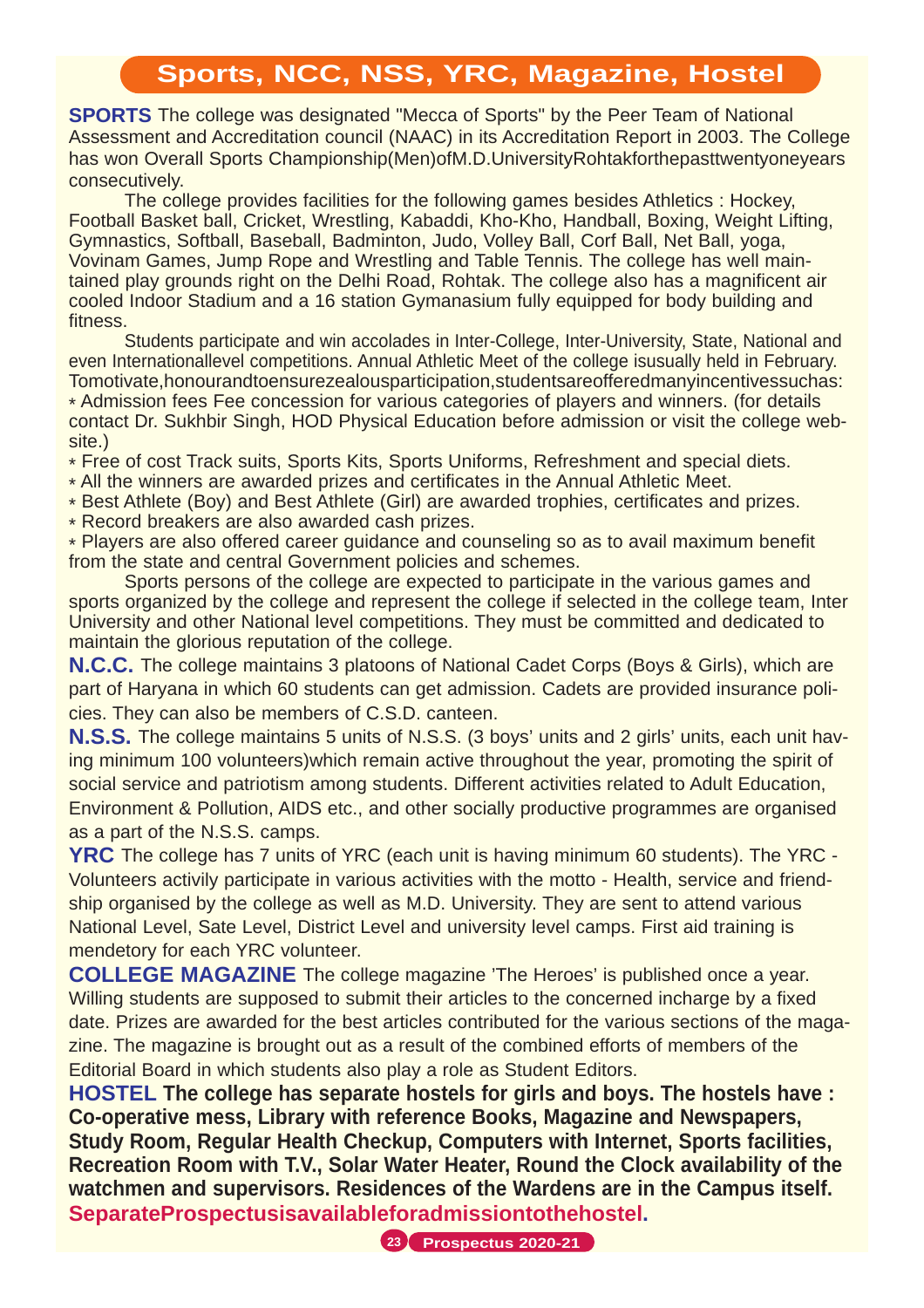# Sports, NCC, NSS, YRC, Magazine, Hostel

**SPORTS** The college was designated "Mecca of Sports" by the Peer Team of National Assessment and Accreditation council (NAAC) in its Accreditation Report in 2003. The College has won Overall Sports Championship(Men)ofM.D.UniversityRohtakforthepasttwentyoneyears consecutively.

The college provides facilities for the following games besides Athletics : Hockey, Football Basket ball, Cricket, Wrestling, Kabaddi, Kho-Kho, Handball, Boxing, Weight Lifting, Gymnastics, Softball, Baseball, Badminton, Judo, Volley Ball, Corf Ball, Net Ball, yoga, Vovinam Games, Jump Rope and Wrestling and Table Tennis. The college has well maintained play grounds right on the Delhi Road, Rohtak. The college also has a magnificent air cooled Indoor Stadium and a 16 station Gymanasium fully equipped for body building and fitness.

Students participate and win accolades in Inter-College, Inter-University, State, National and even Internationallevel competitions. Annual Athletic Meet of the college isusually held in February. Tomotivate,honourandtoensurezealousparticipation,studentsareofferedmanyincentivessuchas:

* Admission fees Fee concession for various categories of players and winners. (for details contact Dr. Sukhbir Singh, HOD Physical Education before admission or visit the college website.)
* Free of cost Track suits, Sports Kits, Sports Uniforms, Refreshment and special diets.
* All the winners are awarded prizes and certificates in the Annual Athletic Meet.
* Best Athlete (Boy) and Best Athlete (Girl) are awarded trophies, certificates and prizes.
* Record breakers are also awarded cash prizes.
* Players are also offered career guidance and counseling so as to avail maximum benefit from the state and central Government policies and schemes.

Sports persons of the college are expected to participate in the various games and sports organized by the college and represent the college if selected in the college team, Inter University and other National level competitions. They must be committed and dedicated to maintain the glorious reputation of the college.

**N.C.C.** The college maintains 3 platoons of National Cadet Corps (Boys & Girls), which are part of Haryana in which 60 students can get admission. Cadets are provided insurance policies. They can also be members of C.S.D. canteen.

**N.S.S.** The college maintains 5 units of N.S.S. (3 boys' units and 2 girls' units, each unit having minimum 100 volunteers)which remain active throughout the year, promoting the spirit of social service and patriotism among students. Different activities related to Adult Education, Environment & Pollution, AIDS etc., and other socially productive programmes are organised as a part of the N.S.S. camps.

**YRC** The college has 7 units of YRC (each unit is having minimum 60 students). The YRC - Volunteers activily participate in various activities with the motto - Health, service and friendship organised by the college as well as M.D. University. They are sent to attend various National Level, Sate Level, District Level and university level camps. First aid training is mendetory for each YRC volunteer.

**COLLEGE MAGAZINE** The college magazine 'The Heroes' is published once a year. Willing students are supposed to submit their articles to the concerned incharge by a fixed date. Prizes are awarded for the best articles contributed for the various sections of the magazine. The magazine is brought out as a result of the combined efforts of members of the Editorial Board in which students also play a role as Student Editors.

**HOSTEL** **The college has separate hostels for girls and boys. The hostels have : Co-operative mess, Library with reference Books, Magazine and Newspapers, Study Room, Regular Health Checkup, Computers with Internet, Sports facilities, Recreation Room with T.V., Solar Water Heater, Round the Clock availability of the watchmen and supervisors. Residences of the Wardens are in the Campus itself.**

**SeparateProspectusisavailableforadmissiontothehostel.**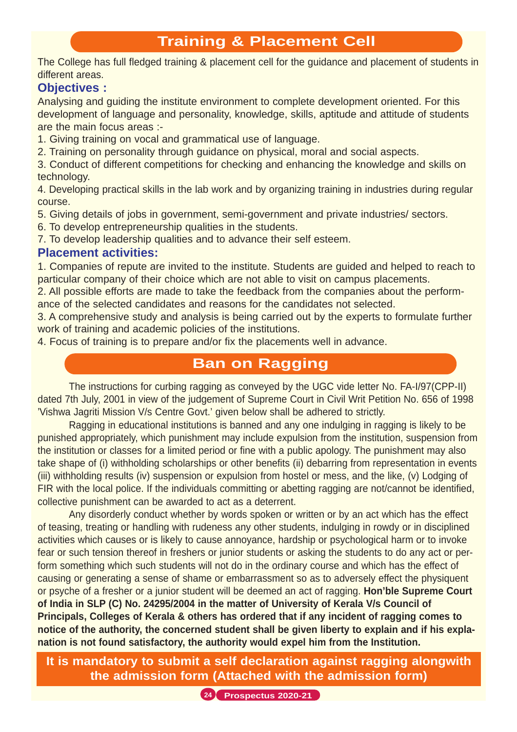## Training & Placement Cell

The College has full fledged training & placement cell for the guidance and placement of students in different areas.

### Objectives :

Analysing and guiding the institute environment to complete development oriented. For this development of language and personality, knowledge, skills, aptitude and attitude of students are the main focus areas :-

1. Giving training on vocal and grammatical use of language.
2. Training on personality through guidance on physical, moral and social aspects.
3. Conduct of different competitions for checking and enhancing the knowledge and skills on technology.
4. Developing practical skills in the lab work and by organizing training in industries during regular course.
5. Giving details of jobs in government, semi-government and private industries/ sectors.
6. To develop entrepreneurship qualities in the students.
7. To develop leadership qualities and to advance their self esteem.

### Placement activities:

1. Companies of repute are invited to the institute. Students are guided and helped to reach to particular company of their choice which are not able to visit on campus placements.
2. All possible efforts are made to take the feedback from the companies about the performance of the selected candidates and reasons for the candidates not selected.
3. A comprehensive study and analysis is being carried out by the experts to formulate further work of training and academic policies of the institutions.
4. Focus of training is to prepare and/or fix the placements well in advance.

## Ban on Ragging

The instructions for curbing ragging as conveyed by the UGC vide letter No. FA-I/97(CPP-II) dated 7th July, 2001 in view of the judgement of Supreme Court in Civil Writ Petition No. 656 of 1998 'Vishwa Jagriti Mission V/s Centre Govt.' given below shall be adhered to strictly.

Ragging in educational institutions is banned and any one indulging in ragging is likely to be punished appropriately, which punishment may include expulsion from the institution, suspension from the institution or classes for a limited period or fine with a public apology. The punishment may also take shape of (i) withholding scholarships or other benefits (ii) debarring from representation in events (iii) withholding results (iv) suspension or expulsion from hostel or mess, and the like, (v) Lodging of FIR with the local police. If the individuals committing or abetting ragging are not/cannot be identified, collective punishment can be awarded to act as a deterrent.

Any disorderly conduct whether by words spoken or written or by an act which has the effect of teasing, treating or handling with rudeness any other students, indulging in rowdy or in disciplined activities which causes or is likely to cause annoyance, hardship or psychological harm or to invoke fear or such tension thereof in freshers or junior students or asking the students to do any act or perform something which such students will not do in the ordinary course and which has the effect of causing or generating a sense of shame or embarrassment so as to adversely effect the physiquent or psyche of a fresher or a junior student will be deemed an act of ragging. **Hon'ble Supreme Court of India in SLP (C) No. 24295/2004 in the matter of University of Kerala V/s Council of Principals, Colleges of Kerala & others has ordered that if any incident of ragging comes to notice of the authority, the concerned student shall be given liberty to explain and if his explanation is not found satisfactory, the authority would expel him from the Institution.**

**It is mandatory to submit a self declaration against ragging alongwith the admission form (Attached with the admission form)**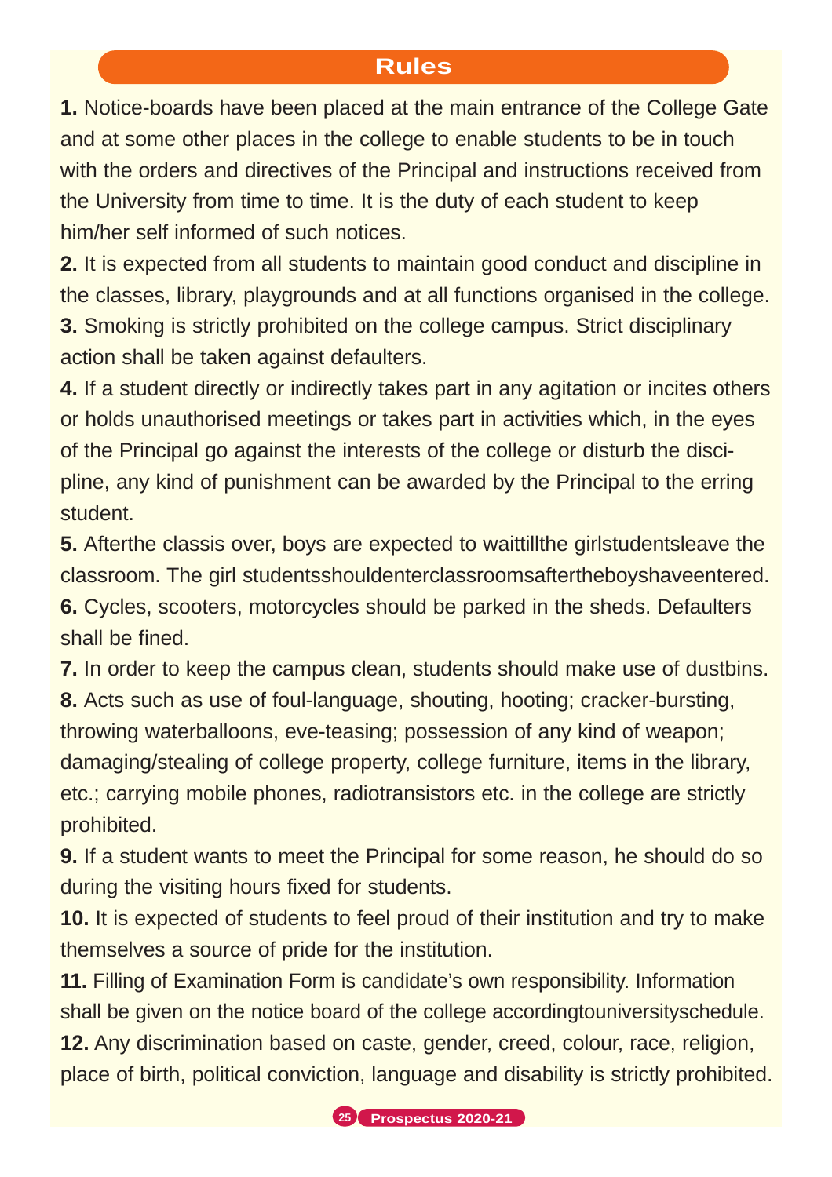## Rules

**1.** Notice-boards have been placed at the main entrance of the College Gate and at some other places in the college to enable students to be in touch with the orders and directives of the Principal and instructions received from the University from time to time. It is the duty of each student to keep him/her self informed of such notices.

**2.** It is expected from all students to maintain good conduct and discipline in the classes, library, playgrounds and at all functions organised in the college.

**3.** Smoking is strictly prohibited on the college campus. Strict disciplinary action shall be taken against defaulters.

**4.** If a student directly or indirectly takes part in any agitation or incites others or holds unauthorised meetings or takes part in activities which, in the eyes of the Principal go against the interests of the college or disturb the discipline, any kind of punishment can be awarded by the Principal to the erring student.

**5.** Afterthe classis over, boys are expected to waittillthe girlstudentsleave the classroom. The girl studentsshouldenterclassroomsaftertheboyshaveentered.

**6.** Cycles, scooters, motorcycles should be parked in the sheds. Defaulters shall be fined.

**7.** In order to keep the campus clean, students should make use of dustbins.

**8.** Acts such as use of foul-language, shouting, hooting; cracker-bursting, throwing waterballoons, eve-teasing; possession of any kind of weapon; damaging/stealing of college property, college furniture, items in the library, etc.; carrying mobile phones, radiotransistors etc. in the college are strictly prohibited.

**9.** If a student wants to meet the Principal for some reason, he should do so during the visiting hours fixed for students.

**10.** It is expected of students to feel proud of their institution and try to make themselves a source of pride for the institution.

**11.** Filling of Examination Form is candidate's own responsibility. Information shall be given on the notice board of the college accordingtouniversityschedule.

**12.** Any discrimination based on caste, gender, creed, colour, race, religion, place of birth, political conviction, language and disability is strictly prohibited.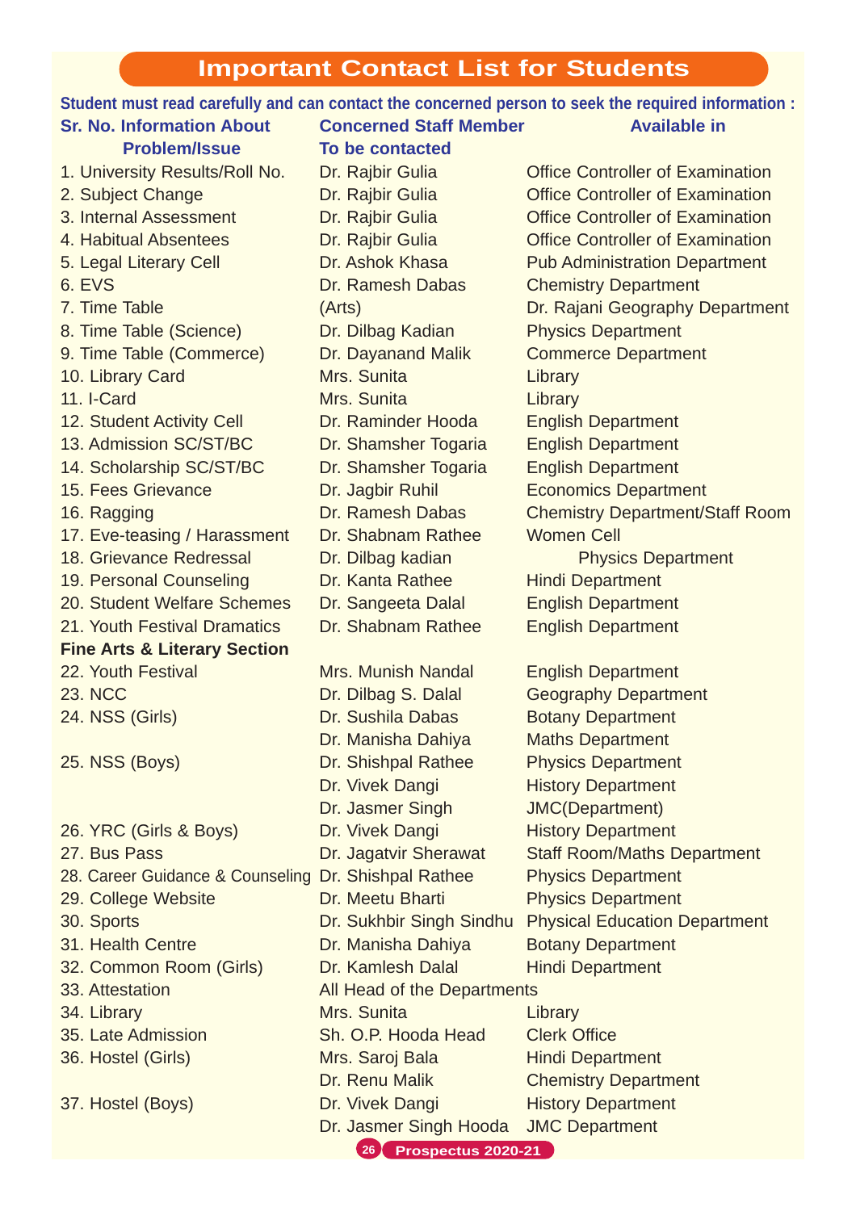# Important Contact List for Students

**Student must read carefully and can contact the concerned person to seek the required information :**

| Sr. No. Information About Problem/Issue | Concerned Staff Member To be contacted | Available in |
|---|---|---|
| 1. University Results/Roll No. | Dr. Rajbir Gulia | Office Controller of Examination |
| 2. Subject Change | Dr. Rajbir Gulia | Office Controller of Examination |
| 3. Internal Assessment | Dr. Rajbir Gulia | Office Controller of Examination |
| 4. Habitual Absentees | Dr. Rajbir Gulia | Office Controller of Examination |
| 5. Legal Literary Cell | Dr. Ashok Khasa | Pub Administration Department |
| 6. EVS | Dr. Ramesh Dabas | Chemistry Department |
| 7. Time Table | (Arts) | Dr. Rajani Geography Department |
| 8. Time Table (Science) | Dr. Dilbag Kadian | Physics Department |
| 9. Time Table (Commerce) | Dr. Dayanand Malik | Commerce Department |
| 10. Library Card | Mrs. Sunita | Library |
| 11. I-Card | Mrs. Sunita | Library |
| 12. Student Activity Cell | Dr. Raminder Hooda | English Department |
| 13. Admission SC/ST/BC | Dr. Shamsher Togaria | English Department |
| 14. Scholarship SC/ST/BC | Dr. Shamsher Togaria | English Department |
| 15. Fees Grievance | Dr. Jagbir Ruhil | Economics Department |
| 16. Ragging | Dr. Ramesh Dabas | Chemistry Department/Staff Room |
| 17. Eve-teasing / Harassment | Dr. Shabnam Rathee | Women Cell |
| 18. Grievance Redressal | Dr. Dilbag kadian | Physics Department |
| 19. Personal Counseling | Dr. Kanta Rathee | Hindi Department |
| 20. Student Welfare Schemes | Dr. Sangeeta Dalal | English Department |
| 21. Youth Festival Dramatics | Dr. Shabnam Rathee | English Department |
| **Fine Arts & Literary Section** | | |
| 22. Youth Festival | Mrs. Munish Nandal | English Department |
| 23. NCC | Dr. Dilbag S. Dalal | Geography Department |
| 24. NSS (Girls) | Dr. Sushila Dabas | Botany Department |
| | Dr. Manisha Dahiya | Maths Department |
| 25. NSS (Boys) | Dr. Shishpal Rathee | Physics Department |
| | Dr. Vivek Dangi | History Department |
| | Dr. Jasmer Singh | JMC(Department) |
| 26. YRC (Girls & Boys) | Dr. Vivek Dangi | History Department |
| 27. Bus Pass | Dr. Jagatvir Sherawat | Staff Room/Maths Department |
| 28. Career Guidance & Counseling | Dr. Shishpal Rathee | Physics Department |
| 29. College Website | Dr. Meetu Bharti | Physics Department |
| 30. Sports | Dr. Sukhbir Singh Sindhu | Physical Education Department |
| 31. Health Centre | Dr. Manisha Dahiya | Botany Department |
| 32. Common Room (Girls) | Dr. Kamlesh Dalal | Hindi Department |
| 33. Attestation | All Head of the Departments | |
| 34. Library | Mrs. Sunita | Library |
| 35. Late Admission | Sh. O.P. Hooda Head | Clerk Office |
| 36. Hostel (Girls) | Mrs. Saroj Bala | Hindi Department |
| | Dr. Renu Malik | Chemistry Department |
| 37. Hostel (Boys) | Dr. Vivek Dangi | History Department |
| | Dr. Jasmer Singh Hooda | JMC Department |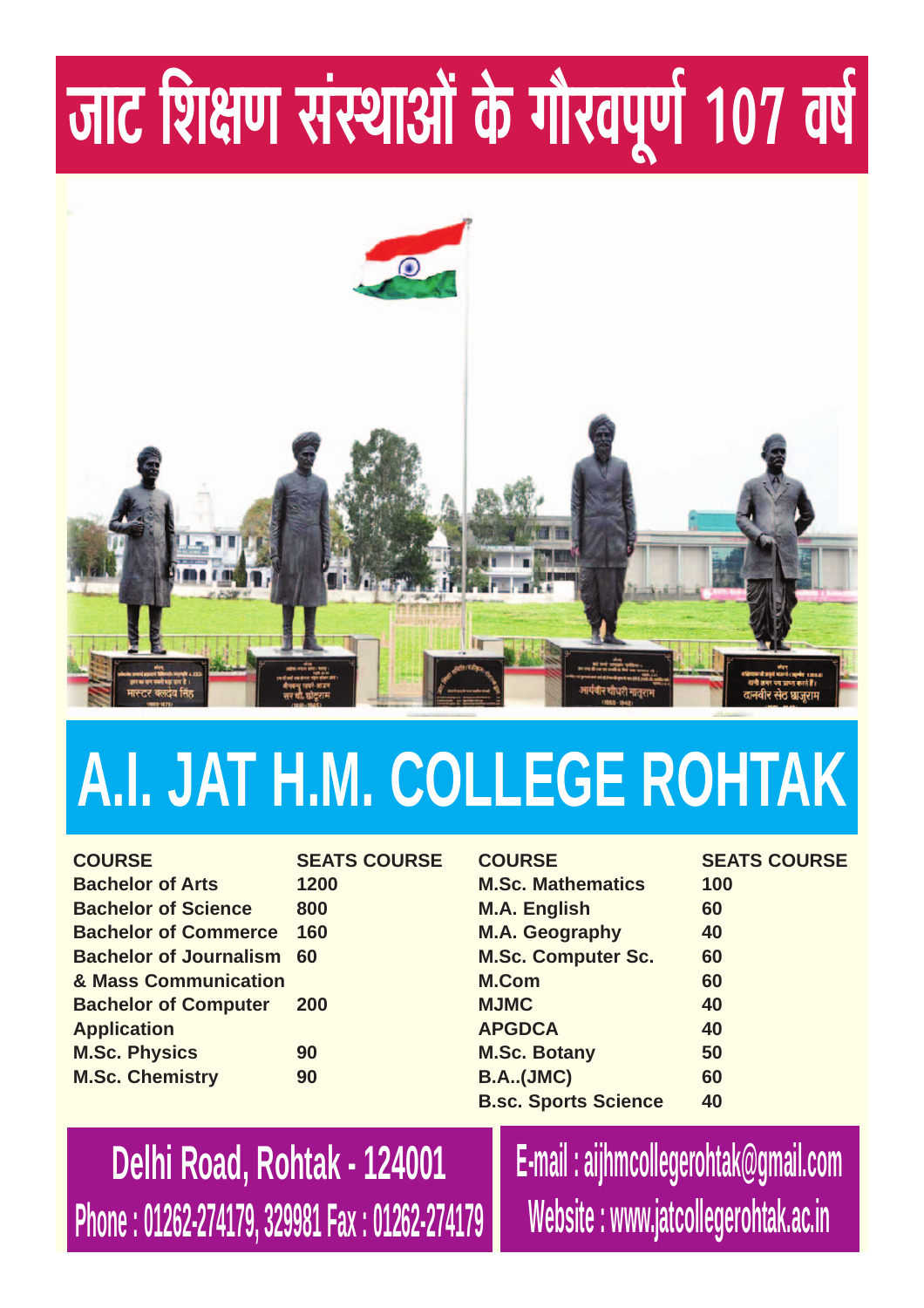# जाट शिक्षण संस्थाओं के गौरवपूर्ण 107 वर्ष

# A.I. JAT H.M. COLLEGE ROHTAK

| COURSE | SEATS COURSE | COURSE | SEATS COURSE |
|---|---|---|---|
| Bachelor of Arts | 1200 | M.Sc. Mathematics | 100 |
| Bachelor of Science | 800 | M.A. English | 60 |
| Bachelor of Commerce | 160 | M.A. Geography | 40 |
| Bachelor of Journalism & Mass Communication | 60 | M.Sc. Computer Sc. | 60 |
| | | M.Com | 60 |
| Bachelor of Computer Application | 200 | MJMC | 40 |
| | | APGDCA | 40 |
| M.Sc. Physics | 90 | M.Sc. Botany | 50 |
| M.Sc. Chemistry | 90 | B.A..(JMC) | 60 |
| | | B.sc. Sports Science | 40 |

**Delhi Road, Rohtak - 124001**

**Phone : 01262-274179, 329981 Fax : 01262-274179**

**E-mail : aijhmcollegerohtak@gmail.com**

**Website : www.jatcollegerohtak.ac.in**